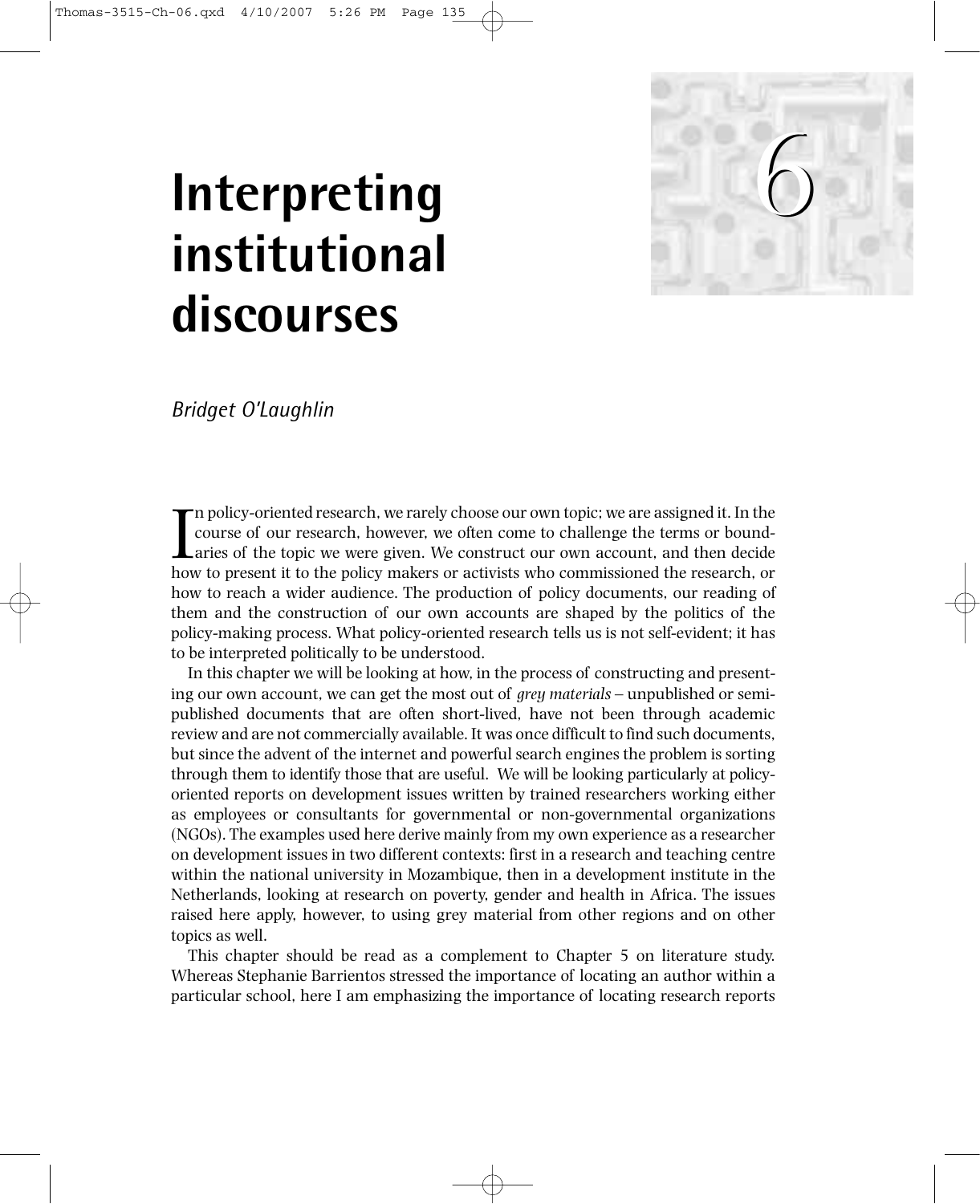# 6 Interpreting institutional discourses

*Bridget O'Laughlin*

In policy-oriented research, we rarely choose our own topic; we are assigned it. In the course of our research, however, we often come to challenge the terms or boundaries of the topic we were given. We construct our own account, and then decide how to present it to the policy makers or activists who commissioned the research, or how to reach a wider audience. The production of policy documents, our reading of them and the construction of our own accounts are shaped by the politics of the policy-making process. What policy-oriented research tells us is not self-evident; it has to be interpreted politically to be understood.

In this chapter we will be looking at how, in the process of constructing and presenting our own account, we can get the most out of *grey materials* – unpublished or semi-published documents that are often short-lived, have not been through academic review and are not commercially available. It was once difficult to find such documents, but since the advent of the internet and powerful search engines the problem is sorting through them to identify those that are useful. We will be looking particularly at policy-oriented reports on development issues written by trained researchers working either as employees or consultants for governmental or non-governmental organizations (NGOs). The examples used here derive mainly from my own experience as a researcher on development issues in two different contexts: first in a research and teaching centre within the national university in Mozambique, then in a development institute in the Netherlands, looking at research on poverty, gender and health in Africa. The issues raised here apply, however, to using grey material from other regions and on other topics as well.

This chapter should be read as a complement to Chapter 5 on literature study. Whereas Stephanie Barrientos stressed the importance of locating an author within a particular school, here I am emphasizing the importance of locating research reports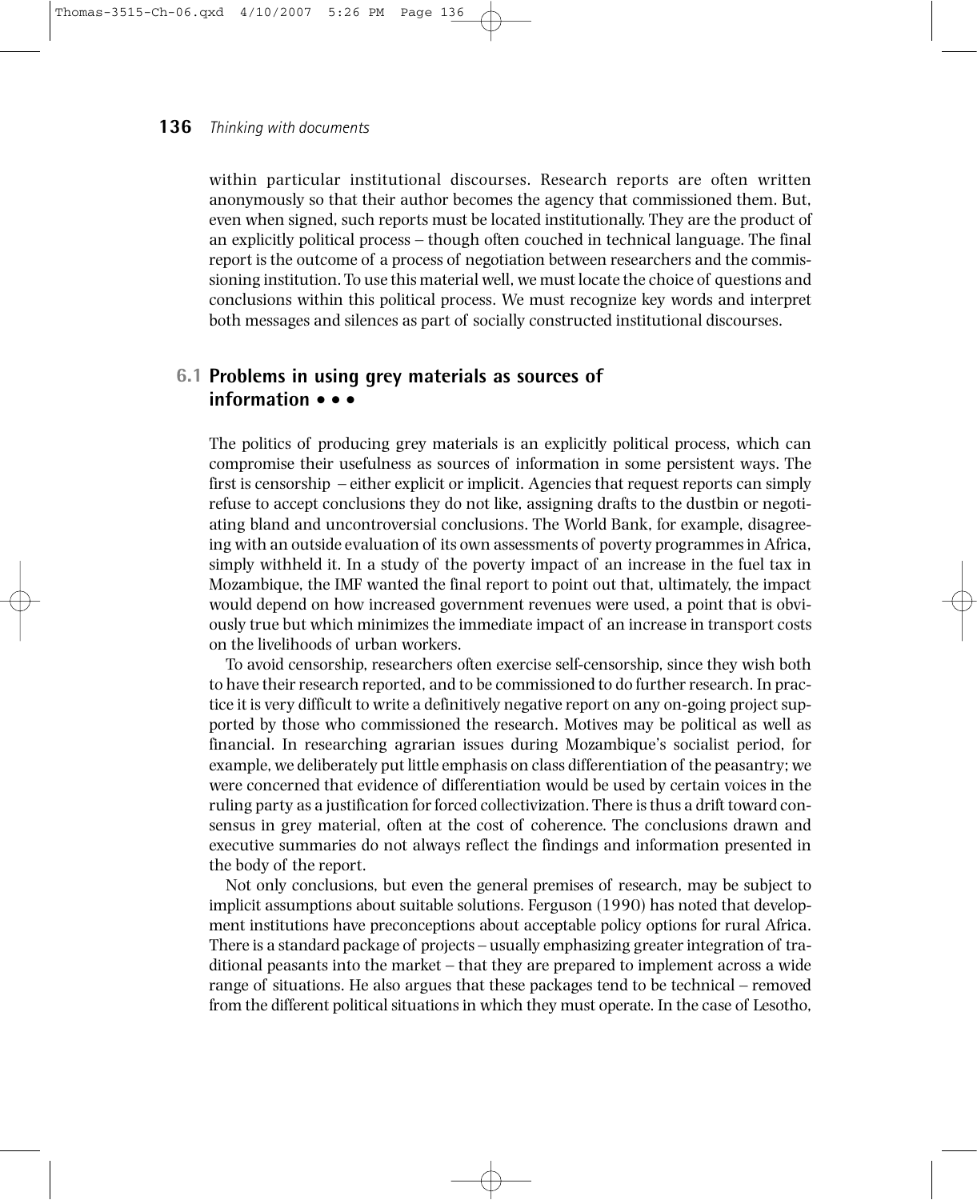within particular institutional discourses. Research reports are often written anonymously so that their author becomes the agency that commissioned them. But, even when signed, such reports must be located institutionally. They are the product of an explicitly political process – though often couched in technical language. The final report is the outcome of a process of negotiation between researchers and the commissioning institution. To use this material well, we must locate the choice of questions and conclusions within this political process. We must recognize key words and interpret both messages and silences as part of socially constructed institutional discourses.

## 6.1 Problems in using grey materials as sources of information • • •

The politics of producing grey materials is an explicitly political process, which can compromise their usefulness as sources of information in some persistent ways. The first is censorship – either explicit or implicit. Agencies that request reports can simply refuse to accept conclusions they do not like, assigning drafts to the dustbin or negotiating bland and uncontroversial conclusions. The World Bank, for example, disagreeing with an outside evaluation of its own assessments of poverty programmes in Africa, simply withheld it. In a study of the poverty impact of an increase in the fuel tax in Mozambique, the IMF wanted the final report to point out that, ultimately, the impact would depend on how increased government revenues were used, a point that is obviously true but which minimizes the immediate impact of an increase in transport costs on the livelihoods of urban workers.

To avoid censorship, researchers often exercise self-censorship, since they wish both to have their research reported, and to be commissioned to do further research. In practice it is very difficult to write a definitively negative report on any on-going project supported by those who commissioned the research. Motives may be political as well as financial. In researching agrarian issues during Mozambique's socialist period, for example, we deliberately put little emphasis on class differentiation of the peasantry; we were concerned that evidence of differentiation would be used by certain voices in the ruling party as a justification for forced collectivization. There is thus a drift toward consensus in grey material, often at the cost of coherence. The conclusions drawn and executive summaries do not always reflect the findings and information presented in the body of the report.

Not only conclusions, but even the general premises of research, may be subject to implicit assumptions about suitable solutions. Ferguson (1990) has noted that development institutions have preconceptions about acceptable policy options for rural Africa. There is a standard package of projects – usually emphasizing greater integration of traditional peasants into the market – that they are prepared to implement across a wide range of situations. He also argues that these packages tend to be technical – removed from the different political situations in which they must operate. In the case of Lesotho,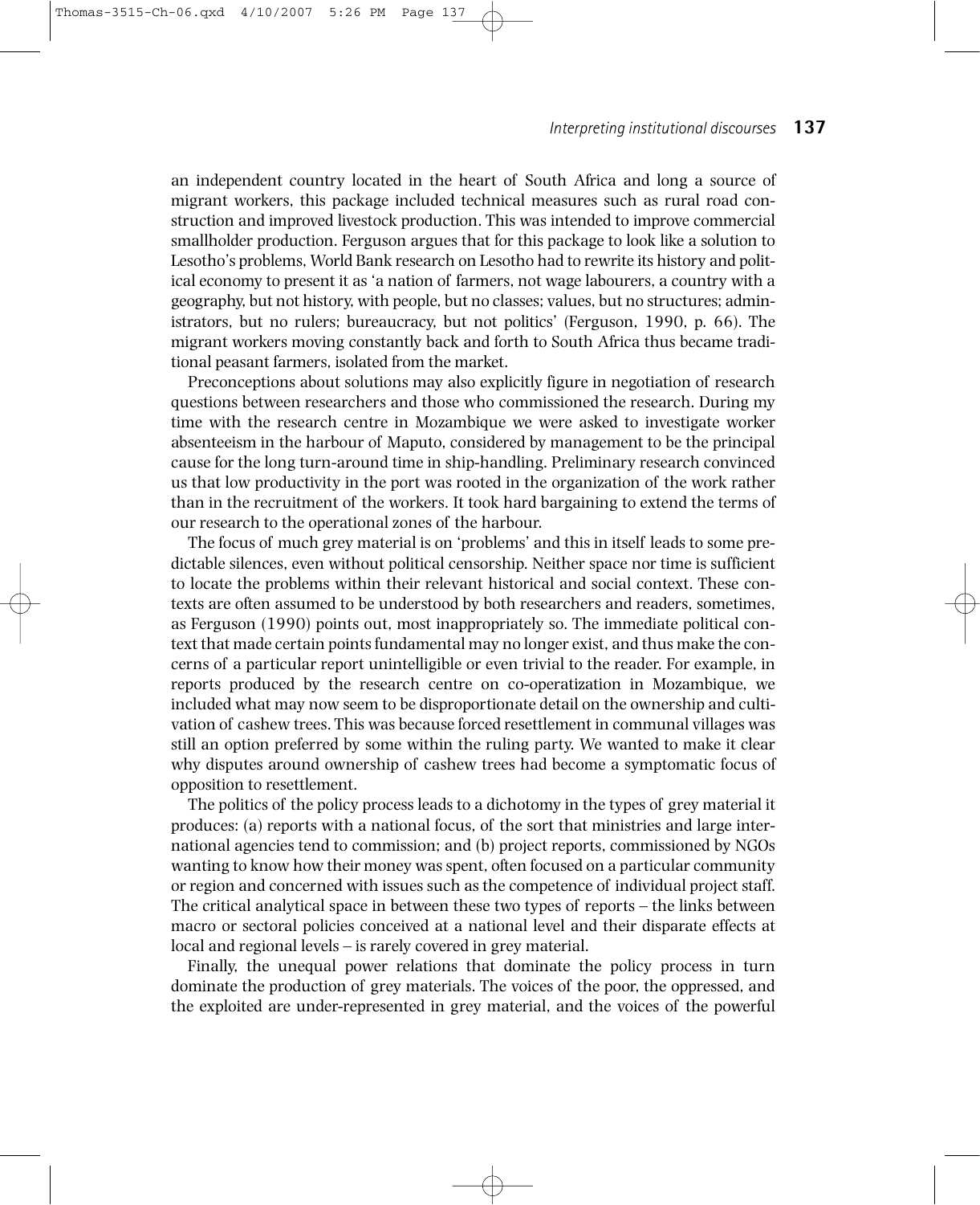an independent country located in the heart of South Africa and long a source of migrant workers, this package included technical measures such as rural road construction and improved livestock production. This was intended to improve commercial smallholder production. Ferguson argues that for this package to look like a solution to Lesotho's problems, World Bank research on Lesotho had to rewrite its history and political economy to present it as 'a nation of farmers, not wage labourers, a country with a geography, but not history, with people, but no classes; values, but no structures; administrators, but no rulers; bureaucracy, but not politics' (Ferguson, 1990, p. 66). The migrant workers moving constantly back and forth to South Africa thus became traditional peasant farmers, isolated from the market.

Preconceptions about solutions may also explicitly figure in negotiation of research questions between researchers and those who commissioned the research. During my time with the research centre in Mozambique we were asked to investigate worker absenteeism in the harbour of Maputo, considered by management to be the principal cause for the long turn-around time in ship-handling. Preliminary research convinced us that low productivity in the port was rooted in the organization of the work rather than in the recruitment of the workers. It took hard bargaining to extend the terms of our research to the operational zones of the harbour.

The focus of much grey material is on 'problems' and this in itself leads to some predictable silences, even without political censorship. Neither space nor time is sufficient to locate the problems within their relevant historical and social context. These contexts are often assumed to be understood by both researchers and readers, sometimes, as Ferguson (1990) points out, most inappropriately so. The immediate political context that made certain points fundamental may no longer exist, and thus make the concerns of a particular report unintelligible or even trivial to the reader. For example, in reports produced by the research centre on co-operatization in Mozambique, we included what may now seem to be disproportionate detail on the ownership and cultivation of cashew trees. This was because forced resettlement in communal villages was still an option preferred by some within the ruling party. We wanted to make it clear why disputes around ownership of cashew trees had become a symptomatic focus of opposition to resettlement.

The politics of the policy process leads to a dichotomy in the types of grey material it produces: (a) reports with a national focus, of the sort that ministries and large international agencies tend to commission; and (b) project reports, commissioned by NGOs wanting to know how their money was spent, often focused on a particular community or region and concerned with issues such as the competence of individual project staff. The critical analytical space in between these two types of reports – the links between macro or sectoral policies conceived at a national level and their disparate effects at local and regional levels – is rarely covered in grey material.

Finally, the unequal power relations that dominate the policy process in turn dominate the production of grey materials. The voices of the poor, the oppressed, and the exploited are under-represented in grey material, and the voices of the powerful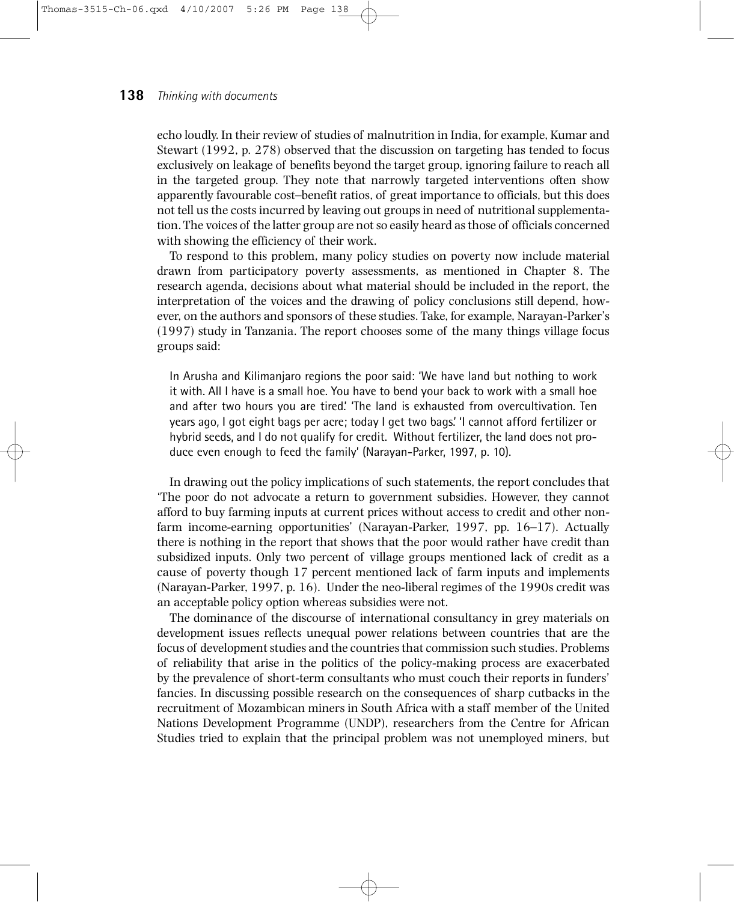echo loudly. In their review of studies of malnutrition in India, for example, Kumar and Stewart (1992, p. 278) observed that the discussion on targeting has tended to focus exclusively on leakage of benefits beyond the target group, ignoring failure to reach all in the targeted group. They note that narrowly targeted interventions often show apparently favourable cost–benefit ratios, of great importance to officials, but this does not tell us the costs incurred by leaving out groups in need of nutritional supplementation. The voices of the latter group are not so easily heard as those of officials concerned with showing the efficiency of their work.

To respond to this problem, many policy studies on poverty now include material drawn from participatory poverty assessments, as mentioned in Chapter 8. The research agenda, decisions about what material should be included in the report, the interpretation of the voices and the drawing of policy conclusions still depend, however, on the authors and sponsors of these studies. Take, for example, Narayan-Parker's (1997) study in Tanzania. The report chooses some of the many things village focus groups said:

> In Arusha and Kilimanjaro regions the poor said: 'We have land but nothing to work it with. All I have is a small hoe. You have to bend your back to work with a small hoe and after two hours you are tired.' 'The land is exhausted from overcultivation. Ten years ago, I got eight bags per acre; today I get two bags.' 'I cannot afford fertilizer or hybrid seeds, and I do not qualify for credit. Without fertilizer, the land does not produce even enough to feed the family' (Narayan-Parker, 1997, p. 10).

In drawing out the policy implications of such statements, the report concludes that 'The poor do not advocate a return to government subsidies. However, they cannot afford to buy farming inputs at current prices without access to credit and other non-farm income-earning opportunities' (Narayan-Parker, 1997, pp. 16–17). Actually there is nothing in the report that shows that the poor would rather have credit than subsidized inputs. Only two percent of village groups mentioned lack of credit as a cause of poverty though 17 percent mentioned lack of farm inputs and implements (Narayan-Parker, 1997, p. 16). Under the neo-liberal regimes of the 1990s credit was an acceptable policy option whereas subsidies were not.

The dominance of the discourse of international consultancy in grey materials on development issues reflects unequal power relations between countries that are the focus of development studies and the countries that commission such studies. Problems of reliability that arise in the politics of the policy-making process are exacerbated by the prevalence of short-term consultants who must couch their reports in funders' fancies. In discussing possible research on the consequences of sharp cutbacks in the recruitment of Mozambican miners in South Africa with a staff member of the United Nations Development Programme (UNDP), researchers from the Centre for African Studies tried to explain that the principal problem was not unemployed miners, but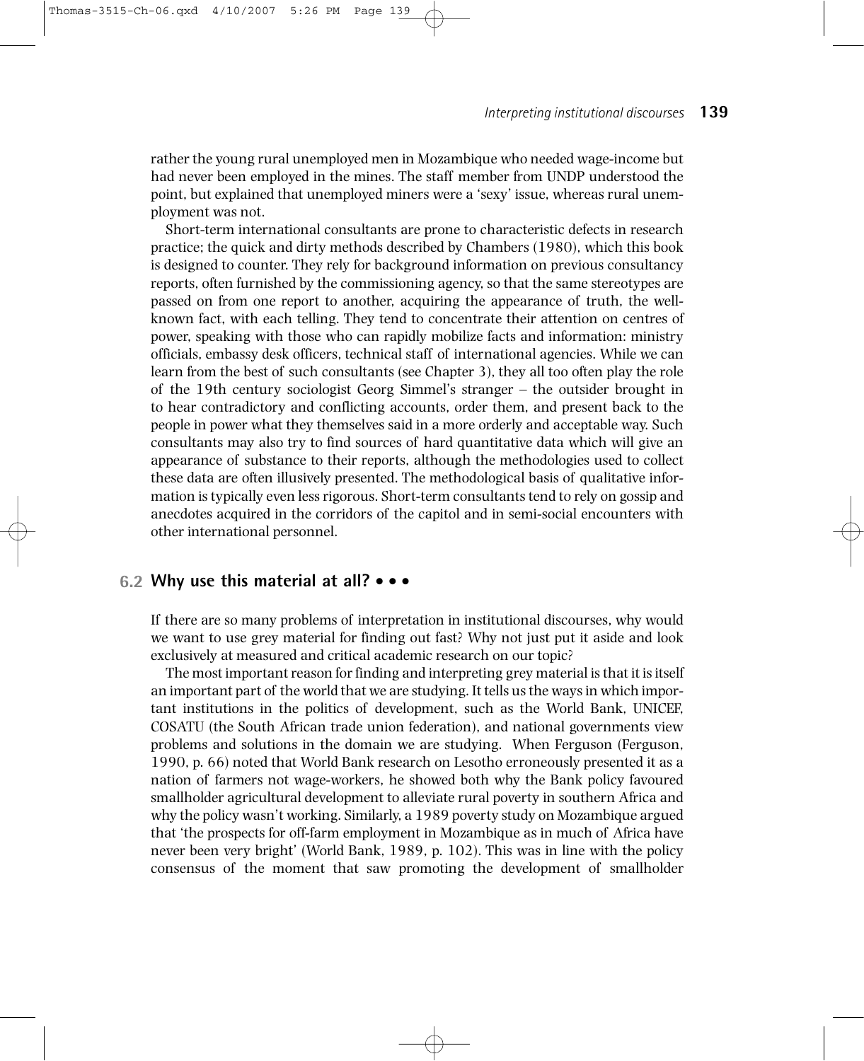rather the young rural unemployed men in Mozambique who needed wage-income but had never been employed in the mines. The staff member from UNDP understood the point, but explained that unemployed miners were a 'sexy' issue, whereas rural unemployment was not.

Short-term international consultants are prone to characteristic defects in research practice; the quick and dirty methods described by Chambers (1980), which this book is designed to counter. They rely for background information on previous consultancy reports, often furnished by the commissioning agency, so that the same stereotypes are passed on from one report to another, acquiring the appearance of truth, the well-known fact, with each telling. They tend to concentrate their attention on centres of power, speaking with those who can rapidly mobilize facts and information: ministry officials, embassy desk officers, technical staff of international agencies. While we can learn from the best of such consultants (see Chapter 3), they all too often play the role of the 19th century sociologist Georg Simmel's stranger – the outsider brought in to hear contradictory and conflicting accounts, order them, and present back to the people in power what they themselves said in a more orderly and acceptable way. Such consultants may also try to find sources of hard quantitative data which will give an appearance of substance to their reports, although the methodologies used to collect these data are often illusively presented. The methodological basis of qualitative information is typically even less rigorous. Short-term consultants tend to rely on gossip and anecdotes acquired in the corridors of the capitol and in semi-social encounters with other international personnel.

## 6.2 Why use this material at all? • • •

If there are so many problems of interpretation in institutional discourses, why would we want to use grey material for finding out fast? Why not just put it aside and look exclusively at measured and critical academic research on our topic?

The most important reason for finding and interpreting grey material is that it is itself an important part of the world that we are studying. It tells us the ways in which important institutions in the politics of development, such as the World Bank, UNICEF, COSATU (the South African trade union federation), and national governments view problems and solutions in the domain we are studying. When Ferguson (Ferguson, 1990, p. 66) noted that World Bank research on Lesotho erroneously presented it as a nation of farmers not wage-workers, he showed both why the Bank policy favoured smallholder agricultural development to alleviate rural poverty in southern Africa and why the policy wasn't working. Similarly, a 1989 poverty study on Mozambique argued that 'the prospects for off-farm employment in Mozambique as in much of Africa have never been very bright' (World Bank, 1989, p. 102). This was in line with the policy consensus of the moment that saw promoting the development of smallholder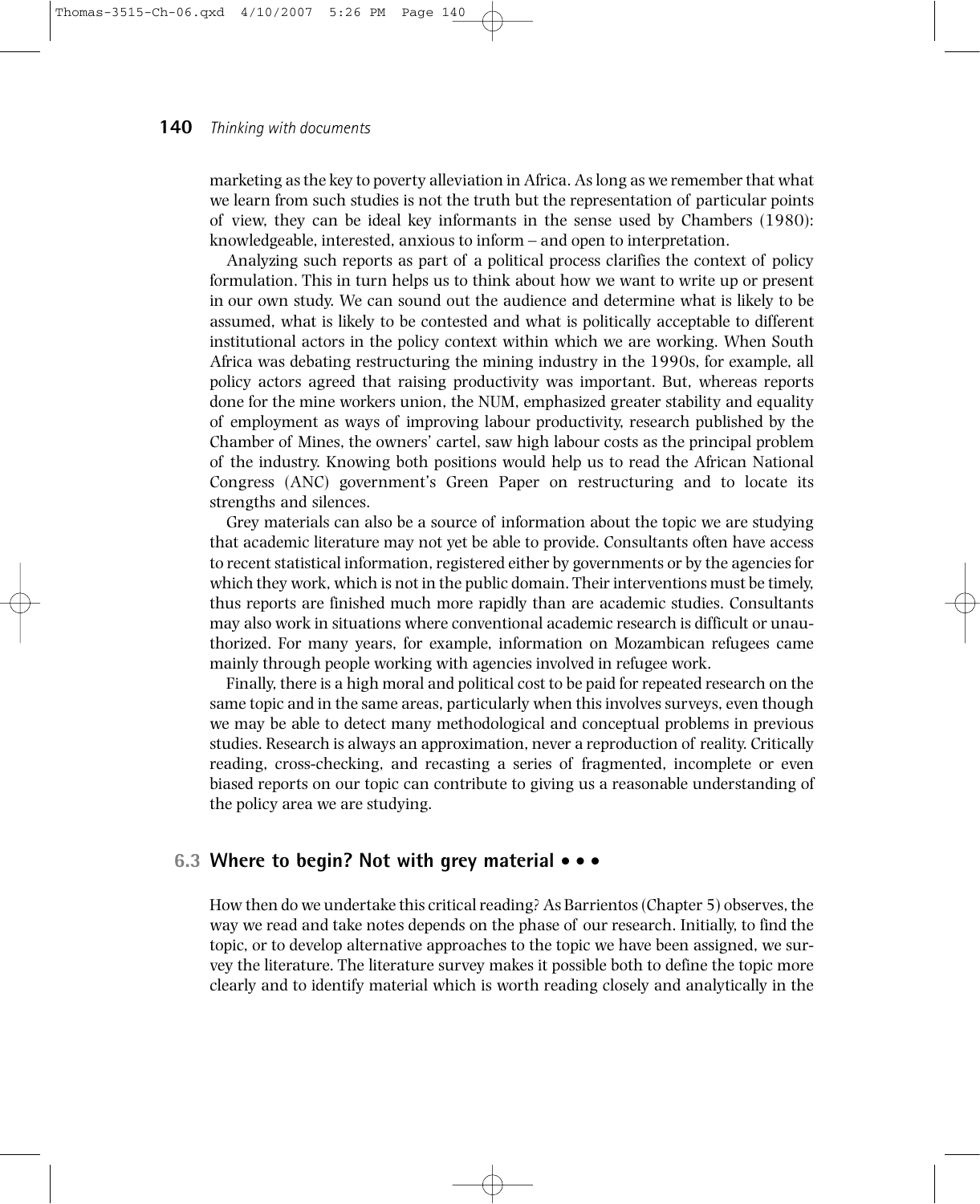marketing as the key to poverty alleviation in Africa. As long as we remember that what we learn from such studies is not the truth but the representation of particular points of view, they can be ideal key informants in the sense used by Chambers (1980): knowledgeable, interested, anxious to inform – and open to interpretation.

Analyzing such reports as part of a political process clarifies the context of policy formulation. This in turn helps us to think about how we want to write up or present in our own study. We can sound out the audience and determine what is likely to be assumed, what is likely to be contested and what is politically acceptable to different institutional actors in the policy context within which we are working. When South Africa was debating restructuring the mining industry in the 1990s, for example, all policy actors agreed that raising productivity was important. But, whereas reports done for the mine workers union, the NUM, emphasized greater stability and equality of employment as ways of improving labour productivity, research published by the Chamber of Mines, the owners' cartel, saw high labour costs as the principal problem of the industry. Knowing both positions would help us to read the African National Congress (ANC) government's Green Paper on restructuring and to locate its strengths and silences.

Grey materials can also be a source of information about the topic we are studying that academic literature may not yet be able to provide. Consultants often have access to recent statistical information, registered either by governments or by the agencies for which they work, which is not in the public domain. Their interventions must be timely, thus reports are finished much more rapidly than are academic studies. Consultants may also work in situations where conventional academic research is difficult or unauthorized. For many years, for example, information on Mozambican refugees came mainly through people working with agencies involved in refugee work.

Finally, there is a high moral and political cost to be paid for repeated research on the same topic and in the same areas, particularly when this involves surveys, even though we may be able to detect many methodological and conceptual problems in previous studies. Research is always an approximation, never a reproduction of reality. Critically reading, cross-checking, and recasting a series of fragmented, incomplete or even biased reports on our topic can contribute to giving us a reasonable understanding of the policy area we are studying.

## 6.3 Where to begin? Not with grey material

How then do we undertake this critical reading? As Barrientos (Chapter 5) observes, the way we read and take notes depends on the phase of our research. Initially, to find the topic, or to develop alternative approaches to the topic we have been assigned, we survey the literature. The literature survey makes it possible both to define the topic more clearly and to identify material which is worth reading closely and analytically in the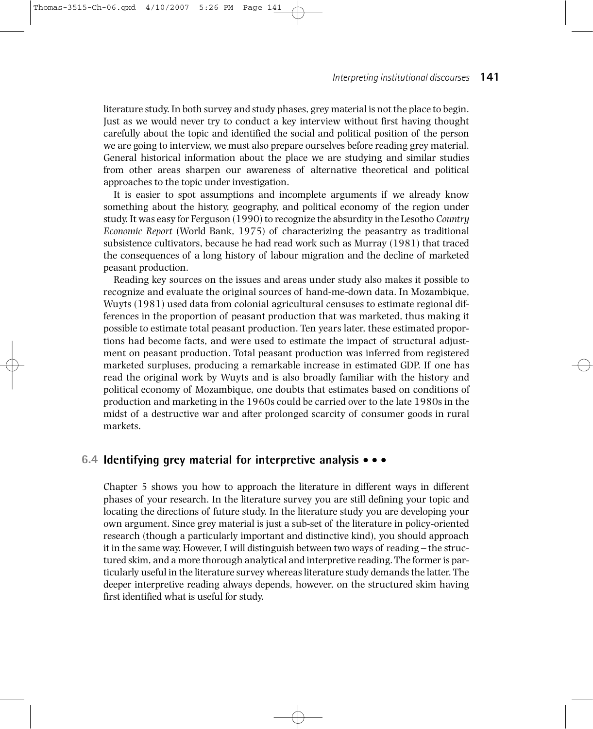literature study. In both survey and study phases, grey material is not the place to begin. Just as we would never try to conduct a key interview without first having thought carefully about the topic and identified the social and political position of the person we are going to interview, we must also prepare ourselves before reading grey material. General historical information about the place we are studying and similar studies from other areas sharpen our awareness of alternative theoretical and political approaches to the topic under investigation.

It is easier to spot assumptions and incomplete arguments if we already know something about the history, geography, and political economy of the region under study. It was easy for Ferguson (1990) to recognize the absurdity in the Lesotho *Country Economic Report* (World Bank, 1975) of characterizing the peasantry as traditional subsistence cultivators, because he had read work such as Murray (1981) that traced the consequences of a long history of labour migration and the decline of marketed peasant production.

Reading key sources on the issues and areas under study also makes it possible to recognize and evaluate the original sources of hand-me-down data. In Mozambique, Wuyts (1981) used data from colonial agricultural censuses to estimate regional differences in the proportion of peasant production that was marketed, thus making it possible to estimate total peasant production. Ten years later, these estimated proportions had become facts, and were used to estimate the impact of structural adjustment on peasant production. Total peasant production was inferred from registered marketed surpluses, producing a remarkable increase in estimated GDP. If one has read the original work by Wuyts and is also broadly familiar with the history and political economy of Mozambique, one doubts that estimates based on conditions of production and marketing in the 1960s could be carried over to the late 1980s in the midst of a destructive war and after prolonged scarcity of consumer goods in rural markets.

## 6.4 Identifying grey material for interpretive analysis • • •

Chapter 5 shows you how to approach the literature in different ways in different phases of your research. In the literature survey you are still defining your topic and locating the directions of future study. In the literature study you are developing your own argument. Since grey material is just a sub-set of the literature in policy-oriented research (though a particularly important and distinctive kind), you should approach it in the same way. However, I will distinguish between two ways of reading – the structured skim, and a more thorough analytical and interpretive reading. The former is particularly useful in the literature survey whereas literature study demands the latter. The deeper interpretive reading always depends, however, on the structured skim having first identified what is useful for study.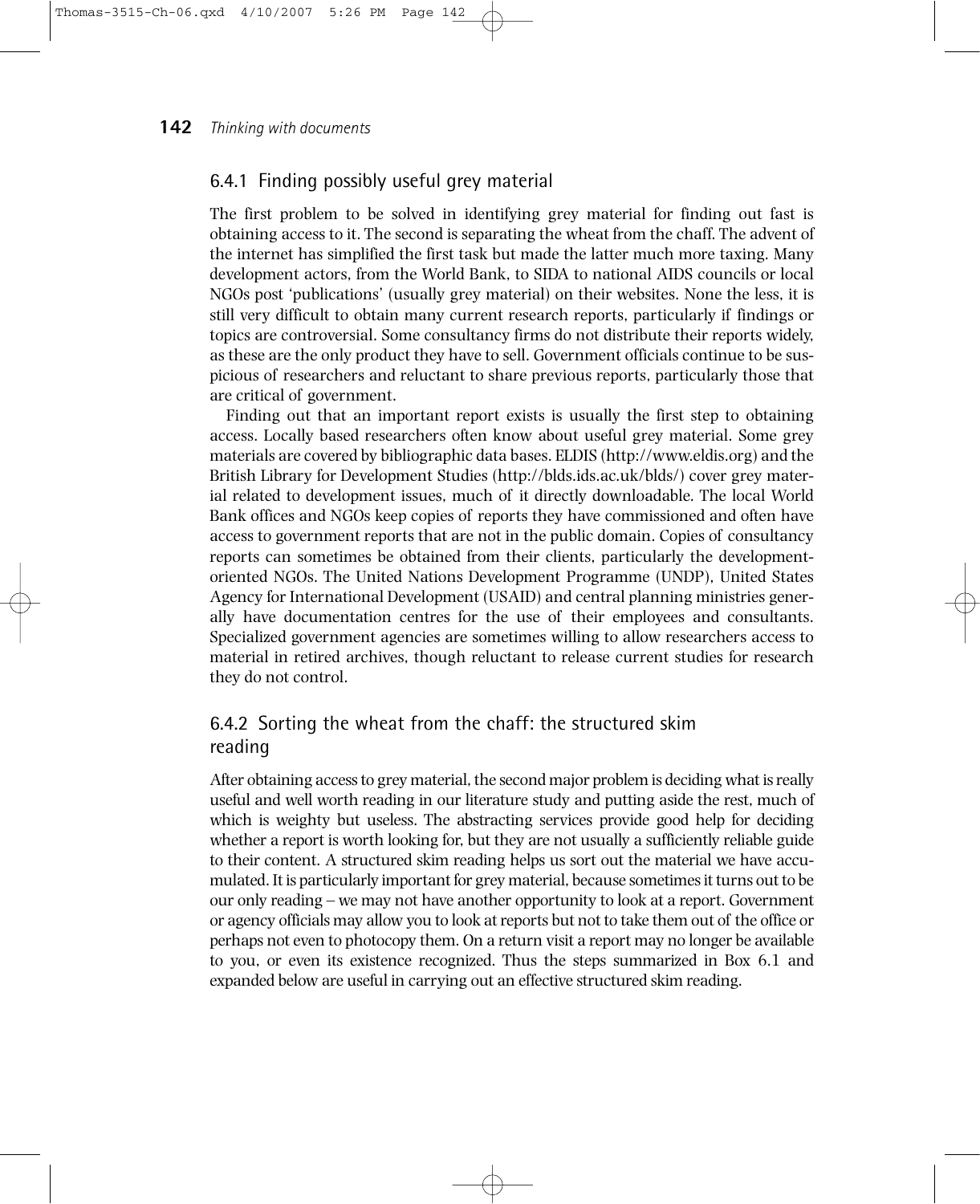### 6.4.1 Finding possibly useful grey material

The first problem to be solved in identifying grey material for finding out fast is obtaining access to it. The second is separating the wheat from the chaff. The advent of the internet has simplified the first task but made the latter much more taxing. Many development actors, from the World Bank, to SIDA to national AIDS councils or local NGOs post 'publications' (usually grey material) on their websites. None the less, it is still very difficult to obtain many current research reports, particularly if findings or topics are controversial. Some consultancy firms do not distribute their reports widely, as these are the only product they have to sell. Government officials continue to be suspicious of researchers and reluctant to share previous reports, particularly those that are critical of government.

Finding out that an important report exists is usually the first step to obtaining access. Locally based researchers often know about useful grey material. Some grey materials are covered by bibliographic data bases. ELDIS (http://www.eldis.org) and the British Library for Development Studies (http://blds.ids.ac.uk/blds/) cover grey material related to development issues, much of it directly downloadable. The local World Bank offices and NGOs keep copies of reports they have commissioned and often have access to government reports that are not in the public domain. Copies of consultancy reports can sometimes be obtained from their clients, particularly the development-oriented NGOs. The United Nations Development Programme (UNDP), United States Agency for International Development (USAID) and central planning ministries generally have documentation centres for the use of their employees and consultants. Specialized government agencies are sometimes willing to allow researchers access to material in retired archives, though reluctant to release current studies for research they do not control.

### 6.4.2 Sorting the wheat from the chaff: the structured skim reading

After obtaining access to grey material, the second major problem is deciding what is really useful and well worth reading in our literature study and putting aside the rest, much of which is weighty but useless. The abstracting services provide good help for deciding whether a report is worth looking for, but they are not usually a sufficiently reliable guide to their content. A structured skim reading helps us sort out the material we have accumulated. It is particularly important for grey material, because sometimes it turns out to be our only reading – we may not have another opportunity to look at a report. Government or agency officials may allow you to look at reports but not to take them out of the office or perhaps not even to photocopy them. On a return visit a report may no longer be available to you, or even its existence recognized. Thus the steps summarized in Box 6.1 and expanded below are useful in carrying out an effective structured skim reading.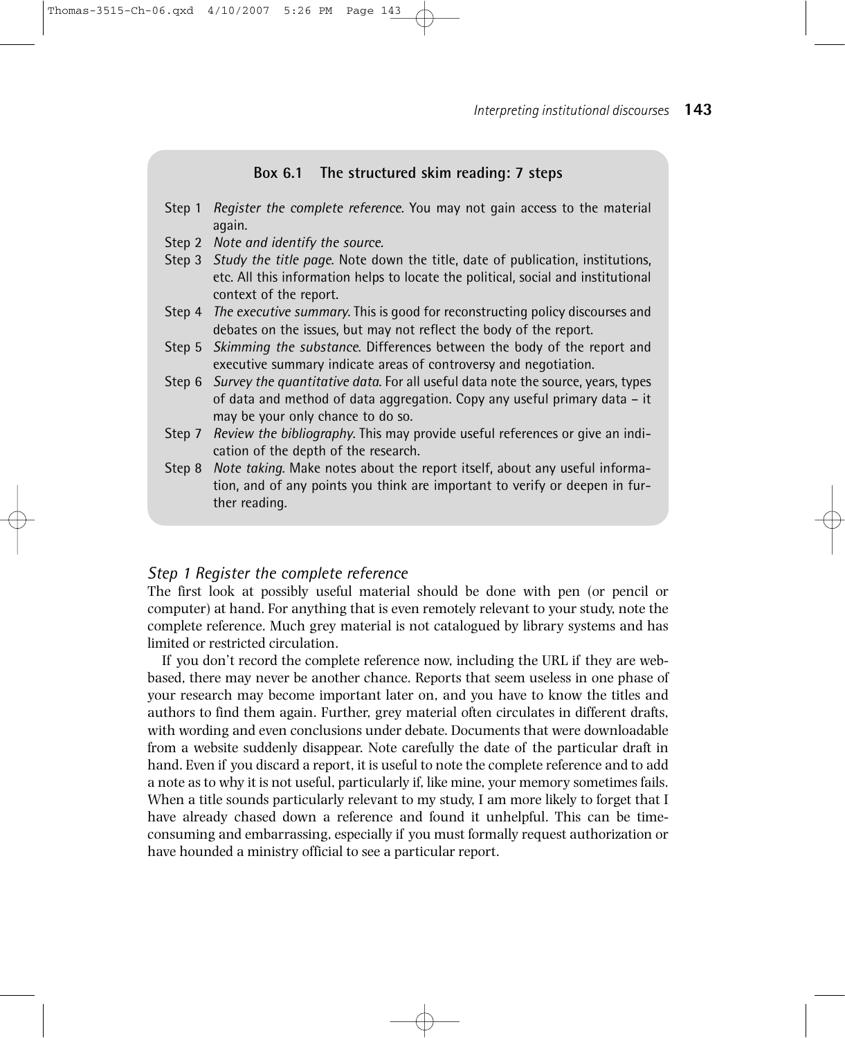**Box 6.1 The structured skim reading: 7 steps**

Step 1 *Register the complete reference*. You may not gain access to the material again.

Step 2 *Note and identify the source*.

Step 3 *Study the title page*. Note down the title, date of publication, institutions, etc. All this information helps to locate the political, social and institutional context of the report.

Step 4 *The executive summary*. This is good for reconstructing policy discourses and debates on the issues, but may not reflect the body of the report.

Step 5 *Skimming the substance*. Differences between the body of the report and executive summary indicate areas of controversy and negotiation.

Step 6 *Survey the quantitative data*. For all useful data note the source, years, types of data and method of data aggregation. Copy any useful primary data – it may be your only chance to do so.

Step 7 *Review the bibliography*. This may provide useful references or give an indication of the depth of the research.

Step 8 *Note taking*. Make notes about the report itself, about any useful information, and of any points you think are important to verify or deepen in further reading.

### *Step 1 Register the complete reference*

The first look at possibly useful material should be done with pen (or pencil or computer) at hand. For anything that is even remotely relevant to your study, note the complete reference. Much grey material is not catalogued by library systems and has limited or restricted circulation.

If you don't record the complete reference now, including the URL if they are web-based, there may never be another chance. Reports that seem useless in one phase of your research may become important later on, and you have to know the titles and authors to find them again. Further, grey material often circulates in different drafts, with wording and even conclusions under debate. Documents that were downloadable from a website suddenly disappear. Note carefully the date of the particular draft in hand. Even if you discard a report, it is useful to note the complete reference and to add a note as to why it is not useful, particularly if, like mine, your memory sometimes fails. When a title sounds particularly relevant to my study, I am more likely to forget that I have already chased down a reference and found it unhelpful. This can be time-consuming and embarrassing, especially if you must formally request authorization or have hounded a ministry official to see a particular report.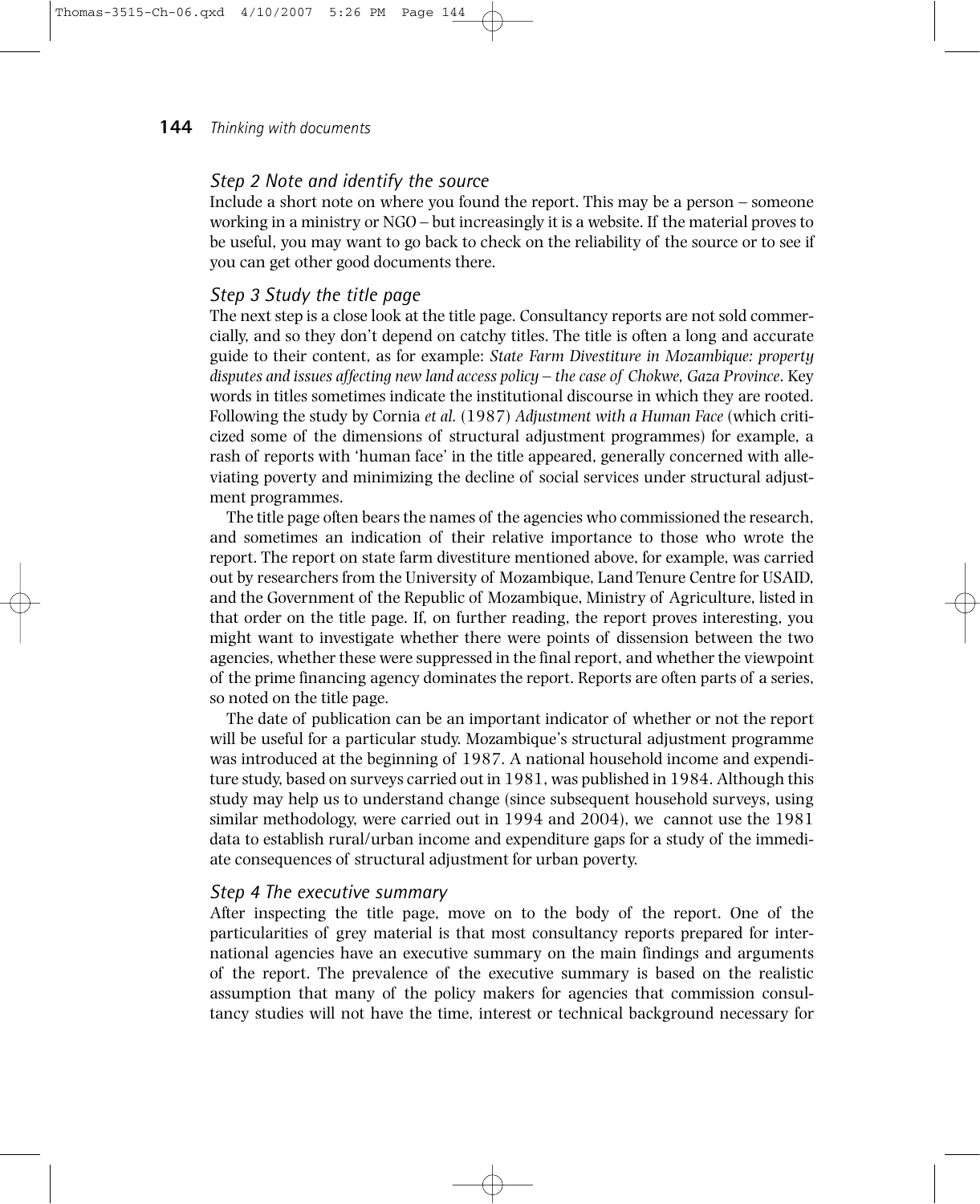### *Step 2 Note and identify the source*

Include a short note on where you found the report. This may be a person – someone working in a ministry or NGO – but increasingly it is a website. If the material proves to be useful, you may want to go back to check on the reliability of the source or to see if you can get other good documents there.

### *Step 3 Study the title page*

The next step is a close look at the title page. Consultancy reports are not sold commercially, and so they don't depend on catchy titles. The title is often a long and accurate guide to their content, as for example: *State Farm Divestiture in Mozambique: property disputes and issues affecting new land access policy – the case of Chokwe, Gaza Province*. Key words in titles sometimes indicate the institutional discourse in which they are rooted. Following the study by Cornia *et al.* (1987) *Adjustment with a Human Face* (which criticized some of the dimensions of structural adjustment programmes) for example, a rash of reports with 'human face' in the title appeared, generally concerned with alleviating poverty and minimizing the decline of social services under structural adjustment programmes.

The title page often bears the names of the agencies who commissioned the research, and sometimes an indication of their relative importance to those who wrote the report. The report on state farm divestiture mentioned above, for example, was carried out by researchers from the University of Mozambique, Land Tenure Centre for USAID, and the Government of the Republic of Mozambique, Ministry of Agriculture, listed in that order on the title page. If, on further reading, the report proves interesting, you might want to investigate whether there were points of dissension between the two agencies, whether these were suppressed in the final report, and whether the viewpoint of the prime financing agency dominates the report. Reports are often parts of a series, so noted on the title page.

The date of publication can be an important indicator of whether or not the report will be useful for a particular study. Mozambique's structural adjustment programme was introduced at the beginning of 1987. A national household income and expenditure study, based on surveys carried out in 1981, was published in 1984. Although this study may help us to understand change (since subsequent household surveys, using similar methodology, were carried out in 1994 and 2004), we cannot use the 1981 data to establish rural/urban income and expenditure gaps for a study of the immediate consequences of structural adjustment for urban poverty.

### *Step 4 The executive summary*

After inspecting the title page, move on to the body of the report. One of the particularities of grey material is that most consultancy reports prepared for international agencies have an executive summary on the main findings and arguments of the report. The prevalence of the executive summary is based on the realistic assumption that many of the policy makers for agencies that commission consultancy studies will not have the time, interest or technical background necessary for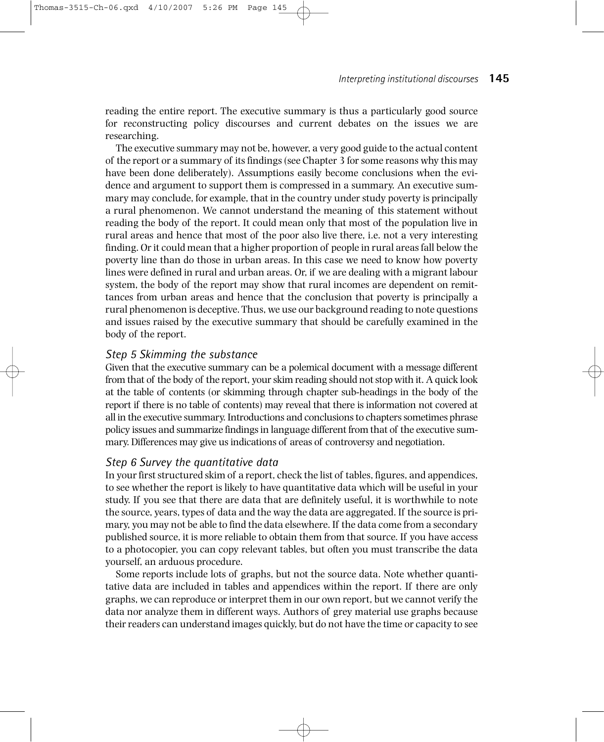reading the entire report. The executive summary is thus a particularly good source for reconstructing policy discourses and current debates on the issues we are researching.

The executive summary may not be, however, a very good guide to the actual content of the report or a summary of its findings (see Chapter 3 for some reasons why this may have been done deliberately). Assumptions easily become conclusions when the evidence and argument to support them is compressed in a summary. An executive summary may conclude, for example, that in the country under study poverty is principally a rural phenomenon. We cannot understand the meaning of this statement without reading the body of the report. It could mean only that most of the population live in rural areas and hence that most of the poor also live there, i.e. not a very interesting finding. Or it could mean that a higher proportion of people in rural areas fall below the poverty line than do those in urban areas. In this case we need to know how poverty lines were defined in rural and urban areas. Or, if we are dealing with a migrant labour system, the body of the report may show that rural incomes are dependent on remittances from urban areas and hence that the conclusion that poverty is principally a rural phenomenon is deceptive. Thus, we use our background reading to note questions and issues raised by the executive summary that should be carefully examined in the body of the report.

### *Step 5 Skimming the substance*

Given that the executive summary can be a polemical document with a message different from that of the body of the report, your skim reading should not stop with it. A quick look at the table of contents (or skimming through chapter sub-headings in the body of the report if there is no table of contents) may reveal that there is information not covered at all in the executive summary. Introductions and conclusions to chapters sometimes phrase policy issues and summarize findings in language different from that of the executive summary. Differences may give us indications of areas of controversy and negotiation.

### *Step 6 Survey the quantitative data*

In your first structured skim of a report, check the list of tables, figures, and appendices, to see whether the report is likely to have quantitative data which will be useful in your study. If you see that there are data that are definitely useful, it is worthwhile to note the source, years, types of data and the way the data are aggregated. If the source is primary, you may not be able to find the data elsewhere. If the data come from a secondary published source, it is more reliable to obtain them from that source. If you have access to a photocopier, you can copy relevant tables, but often you must transcribe the data yourself, an arduous procedure.

Some reports include lots of graphs, but not the source data. Note whether quantitative data are included in tables and appendices within the report. If there are only graphs, we can reproduce or interpret them in our own report, but we cannot verify the data nor analyze them in different ways. Authors of grey material use graphs because their readers can understand images quickly, but do not have the time or capacity to see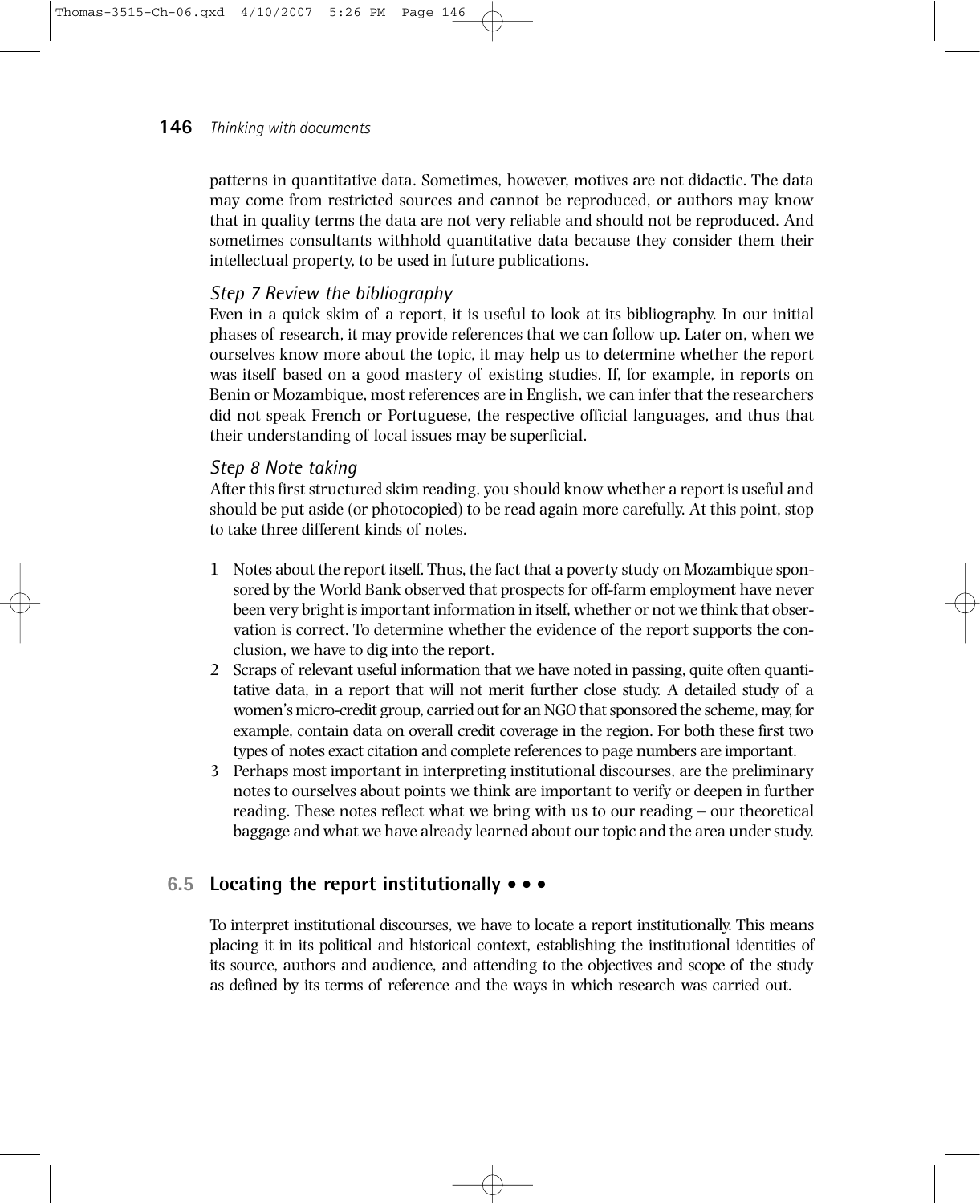patterns in quantitative data. Sometimes, however, motives are not didactic. The data may come from restricted sources and cannot be reproduced, or authors may know that in quality terms the data are not very reliable and should not be reproduced. And sometimes consultants withhold quantitative data because they consider them their intellectual property, to be used in future publications.

### *Step 7 Review the bibliography*

Even in a quick skim of a report, it is useful to look at its bibliography. In our initial phases of research, it may provide references that we can follow up. Later on, when we ourselves know more about the topic, it may help us to determine whether the report was itself based on a good mastery of existing studies. If, for example, in reports on Benin or Mozambique, most references are in English, we can infer that the researchers did not speak French or Portuguese, the respective official languages, and thus that their understanding of local issues may be superficial.

### *Step 8 Note taking*

After this first structured skim reading, you should know whether a report is useful and should be put aside (or photocopied) to be read again more carefully. At this point, stop to take three different kinds of notes.

1. Notes about the report itself. Thus, the fact that a poverty study on Mozambique sponsored by the World Bank observed that prospects for off-farm employment have never been very bright is important information in itself, whether or not we think that observation is correct. To determine whether the evidence of the report supports the conclusion, we have to dig into the report.
2. Scraps of relevant useful information that we have noted in passing, quite often quantitative data, in a report that will not merit further close study. A detailed study of a women's micro-credit group, carried out for an NGO that sponsored the scheme, may, for example, contain data on overall credit coverage in the region. For both these first two types of notes exact citation and complete references to page numbers are important.
3. Perhaps most important in interpreting institutional discourses, are the preliminary notes to ourselves about points we think are important to verify or deepen in further reading. These notes reflect what we bring with us to our reading – our theoretical baggage and what we have already learned about our topic and the area under study.

## 6.5 Locating the report institutionally • • •

To interpret institutional discourses, we have to locate a report institutionally. This means placing it in its political and historical context, establishing the institutional identities of its source, authors and audience, and attending to the objectives and scope of the study as defined by its terms of reference and the ways in which research was carried out.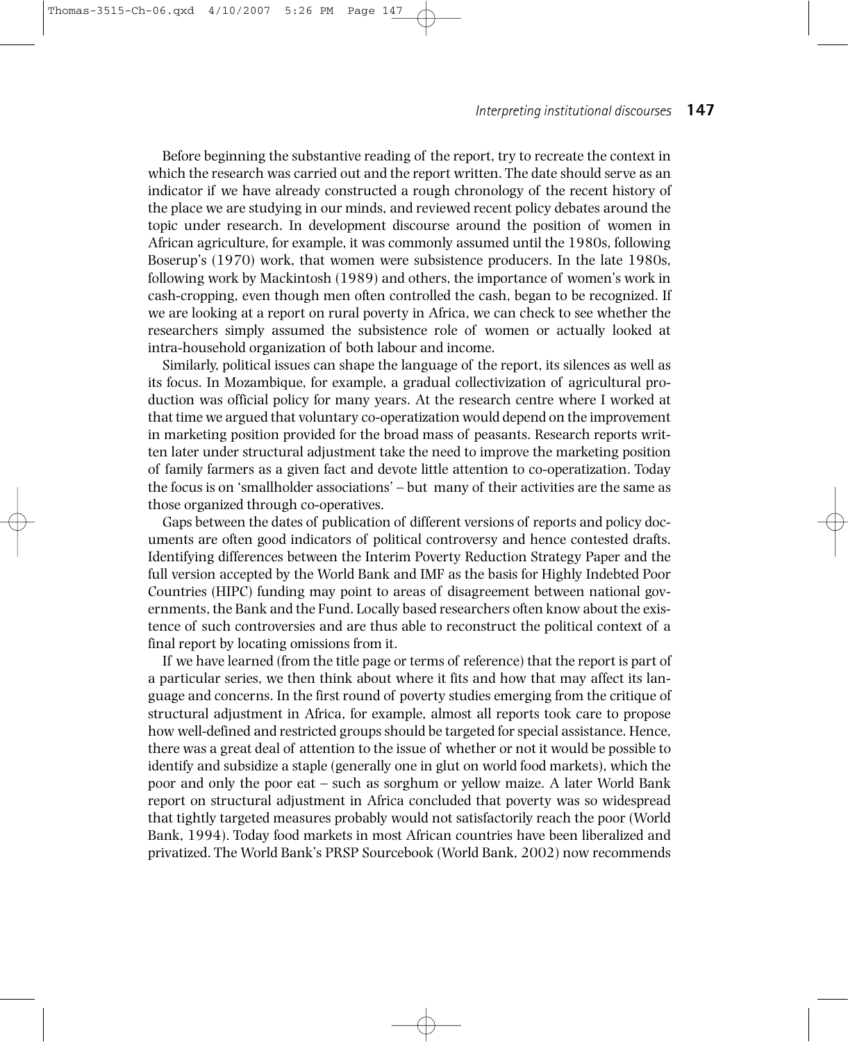Before beginning the substantive reading of the report, try to recreate the context in which the research was carried out and the report written. The date should serve as an indicator if we have already constructed a rough chronology of the recent history of the place we are studying in our minds, and reviewed recent policy debates around the topic under research. In development discourse around the position of women in African agriculture, for example, it was commonly assumed until the 1980s, following Boserup's (1970) work, that women were subsistence producers. In the late 1980s, following work by Mackintosh (1989) and others, the importance of women's work in cash-cropping, even though men often controlled the cash, began to be recognized. If we are looking at a report on rural poverty in Africa, we can check to see whether the researchers simply assumed the subsistence role of women or actually looked at intra-household organization of both labour and income.

Similarly, political issues can shape the language of the report, its silences as well as its focus. In Mozambique, for example, a gradual collectivization of agricultural production was official policy for many years. At the research centre where I worked at that time we argued that voluntary co-operatization would depend on the improvement in marketing position provided for the broad mass of peasants. Research reports written later under structural adjustment take the need to improve the marketing position of family farmers as a given fact and devote little attention to co-operatization. Today the focus is on 'smallholder associations' – but many of their activities are the same as those organized through co-operatives.

Gaps between the dates of publication of different versions of reports and policy documents are often good indicators of political controversy and hence contested drafts. Identifying differences between the Interim Poverty Reduction Strategy Paper and the full version accepted by the World Bank and IMF as the basis for Highly Indebted Poor Countries (HIPC) funding may point to areas of disagreement between national governments, the Bank and the Fund. Locally based researchers often know about the existence of such controversies and are thus able to reconstruct the political context of a final report by locating omissions from it.

If we have learned (from the title page or terms of reference) that the report is part of a particular series, we then think about where it fits and how that may affect its language and concerns. In the first round of poverty studies emerging from the critique of structural adjustment in Africa, for example, almost all reports took care to propose how well-defined and restricted groups should be targeted for special assistance. Hence, there was a great deal of attention to the issue of whether or not it would be possible to identify and subsidize a staple (generally one in glut on world food markets), which the poor and only the poor eat – such as sorghum or yellow maize. A later World Bank report on structural adjustment in Africa concluded that poverty was so widespread that tightly targeted measures probably would not satisfactorily reach the poor (World Bank, 1994). Today food markets in most African countries have been liberalized and privatized. The World Bank's PRSP Sourcebook (World Bank, 2002) now recommends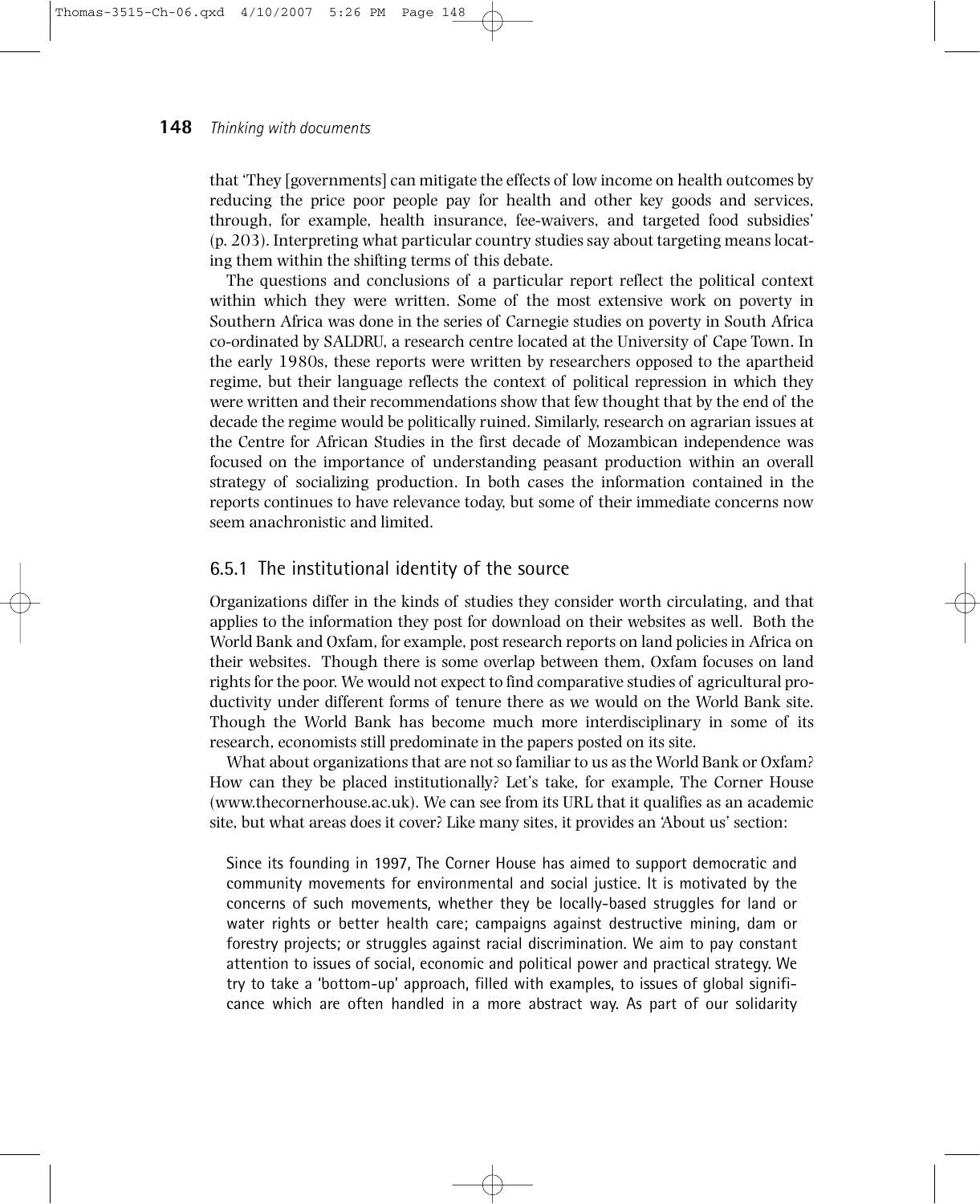that 'They [governments] can mitigate the effects of low income on health outcomes by reducing the price poor people pay for health and other key goods and services, through, for example, health insurance, fee-waivers, and targeted food subsidies' (p. 203). Interpreting what particular country studies say about targeting means locating them within the shifting terms of this debate.

The questions and conclusions of a particular report reflect the political context within which they were written. Some of the most extensive work on poverty in Southern Africa was done in the series of Carnegie studies on poverty in South Africa co-ordinated by SALDRU, a research centre located at the University of Cape Town. In the early 1980s, these reports were written by researchers opposed to the apartheid regime, but their language reflects the context of political repression in which they were written and their recommendations show that few thought that by the end of the decade the regime would be politically ruined. Similarly, research on agrarian issues at the Centre for African Studies in the first decade of Mozambican independence was focused on the importance of understanding peasant production within an overall strategy of socializing production. In both cases the information contained in the reports continues to have relevance today, but some of their immediate concerns now seem anachronistic and limited.

### 6.5.1 The institutional identity of the source

Organizations differ in the kinds of studies they consider worth circulating, and that applies to the information they post for download on their websites as well. Both the World Bank and Oxfam, for example, post research reports on land policies in Africa on their websites. Though there is some overlap between them, Oxfam focuses on land rights for the poor. We would not expect to find comparative studies of agricultural productivity under different forms of tenure there as we would on the World Bank site. Though the World Bank has become much more interdisciplinary in some of its research, economists still predominate in the papers posted on its site.

What about organizations that are not so familiar to us as the World Bank or Oxfam? How can they be placed institutionally? Let's take, for example, The Corner House (www.thecornerhouse.ac.uk). We can see from its URL that it qualifies as an academic site, but what areas does it cover? Like many sites, it provides an 'About us' section:

> Since its founding in 1997, The Corner House has aimed to support democratic and community movements for environmental and social justice. It is motivated by the concerns of such movements, whether they be locally-based struggles for land or water rights or better health care; campaigns against destructive mining, dam or forestry projects; or struggles against racial discrimination. We aim to pay constant attention to issues of social, economic and political power and practical strategy. We try to take a 'bottom-up' approach, filled with examples, to issues of global significance which are often handled in a more abstract way. As part of our solidarity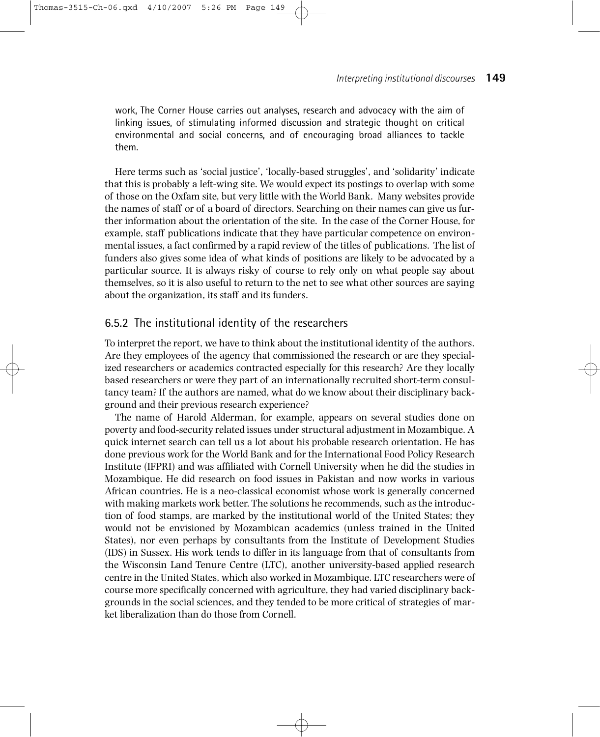work, The Corner House carries out analyses, research and advocacy with the aim of linking issues, of stimulating informed discussion and strategic thought on critical environmental and social concerns, and of encouraging broad alliances to tackle them.

Here terms such as 'social justice', 'locally-based struggles', and 'solidarity' indicate that this is probably a left-wing site. We would expect its postings to overlap with some of those on the Oxfam site, but very little with the World Bank. Many websites provide the names of staff or of a board of directors. Searching on their names can give us further information about the orientation of the site. In the case of the Corner House, for example, staff publications indicate that they have particular competence on environmental issues, a fact confirmed by a rapid review of the titles of publications. The list of funders also gives some idea of what kinds of positions are likely to be advocated by a particular source. It is always risky of course to rely only on what people say about themselves, so it is also useful to return to the net to see what other sources are saying about the organization, its staff and its funders.

### 6.5.2 The institutional identity of the researchers

To interpret the report, we have to think about the institutional identity of the authors. Are they employees of the agency that commissioned the research or are they specialized researchers or academics contracted especially for this research? Are they locally based researchers or were they part of an internationally recruited short-term consultancy team? If the authors are named, what do we know about their disciplinary background and their previous research experience?

The name of Harold Alderman, for example, appears on several studies done on poverty and food-security related issues under structural adjustment in Mozambique. A quick internet search can tell us a lot about his probable research orientation. He has done previous work for the World Bank and for the International Food Policy Research Institute (IFPRI) and was affiliated with Cornell University when he did the studies in Mozambique. He did research on food issues in Pakistan and now works in various African countries. He is a neo-classical economist whose work is generally concerned with making markets work better. The solutions he recommends, such as the introduction of food stamps, are marked by the institutional world of the United States; they would not be envisioned by Mozambican academics (unless trained in the United States), nor even perhaps by consultants from the Institute of Development Studies (IDS) in Sussex. His work tends to differ in its language from that of consultants from the Wisconsin Land Tenure Centre (LTC), another university-based applied research centre in the United States, which also worked in Mozambique. LTC researchers were of course more specifically concerned with agriculture, they had varied disciplinary backgrounds in the social sciences, and they tended to be more critical of strategies of market liberalization than do those from Cornell.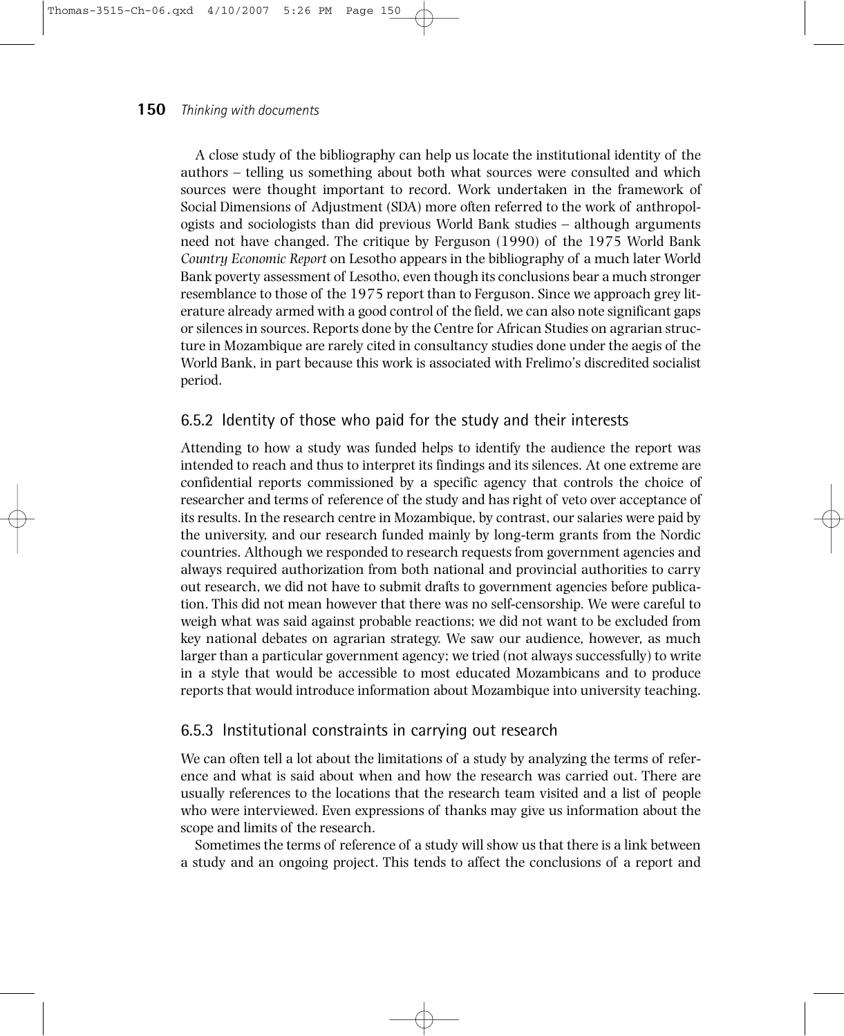A close study of the bibliography can help us locate the institutional identity of the authors – telling us something about both what sources were consulted and which sources were thought important to record. Work undertaken in the framework of Social Dimensions of Adjustment (SDA) more often referred to the work of anthropologists and sociologists than did previous World Bank studies – although arguments need not have changed. The critique by Ferguson (1990) of the 1975 World Bank *Country Economic Report* on Lesotho appears in the bibliography of a much later World Bank poverty assessment of Lesotho, even though its conclusions bear a much stronger resemblance to those of the 1975 report than to Ferguson. Since we approach grey literature already armed with a good control of the field, we can also note significant gaps or silences in sources. Reports done by the Centre for African Studies on agrarian structure in Mozambique are rarely cited in consultancy studies done under the aegis of the World Bank, in part because this work is associated with Frelimo's discredited socialist period.

### 6.5.2 Identity of those who paid for the study and their interests

Attending to how a study was funded helps to identify the audience the report was intended to reach and thus to interpret its findings and its silences. At one extreme are confidential reports commissioned by a specific agency that controls the choice of researcher and terms of reference of the study and has right of veto over acceptance of its results. In the research centre in Mozambique, by contrast, our salaries were paid by the university, and our research funded mainly by long-term grants from the Nordic countries. Although we responded to research requests from government agencies and always required authorization from both national and provincial authorities to carry out research, we did not have to submit drafts to government agencies before publication. This did not mean however that there was no self-censorship. We were careful to weigh what was said against probable reactions; we did not want to be excluded from key national debates on agrarian strategy. We saw our audience, however, as much larger than a particular government agency; we tried (not always successfully) to write in a style that would be accessible to most educated Mozambicans and to produce reports that would introduce information about Mozambique into university teaching.

### 6.5.3 Institutional constraints in carrying out research

We can often tell a lot about the limitations of a study by analyzing the terms of reference and what is said about when and how the research was carried out. There are usually references to the locations that the research team visited and a list of people who were interviewed. Even expressions of thanks may give us information about the scope and limits of the research.

Sometimes the terms of reference of a study will show us that there is a link between a study and an ongoing project. This tends to affect the conclusions of a report and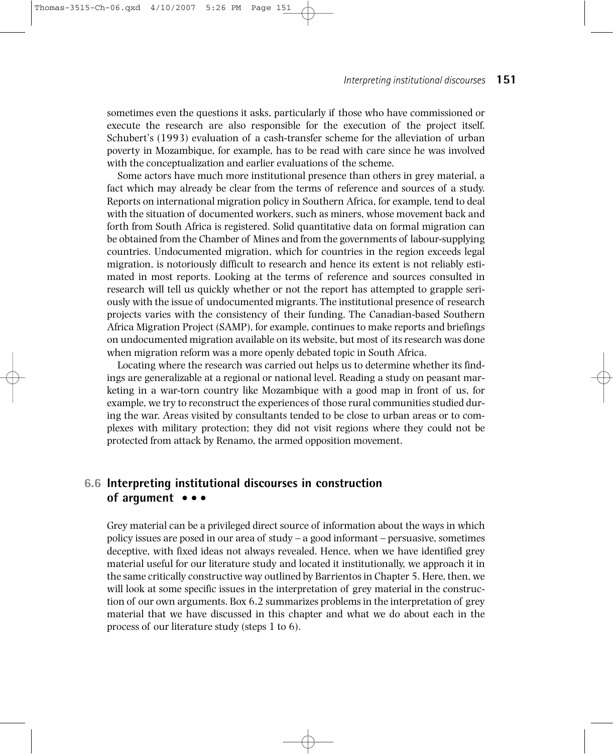sometimes even the questions it asks, particularly if those who have commissioned or execute the research are also responsible for the execution of the project itself. Schubert's (1993) evaluation of a cash-transfer scheme for the alleviation of urban poverty in Mozambique, for example, has to be read with care since he was involved with the conceptualization and earlier evaluations of the scheme.

Some actors have much more institutional presence than others in grey material, a fact which may already be clear from the terms of reference and sources of a study. Reports on international migration policy in Southern Africa, for example, tend to deal with the situation of documented workers, such as miners, whose movement back and forth from South Africa is registered. Solid quantitative data on formal migration can be obtained from the Chamber of Mines and from the governments of labour-supplying countries. Undocumented migration, which for countries in the region exceeds legal migration, is notoriously difficult to research and hence its extent is not reliably estimated in most reports. Looking at the terms of reference and sources consulted in research will tell us quickly whether or not the report has attempted to grapple seriously with the issue of undocumented migrants. The institutional presence of research projects varies with the consistency of their funding. The Canadian-based Southern Africa Migration Project (SAMP), for example, continues to make reports and briefings on undocumented migration available on its website, but most of its research was done when migration reform was a more openly debated topic in South Africa.

Locating where the research was carried out helps us to determine whether its findings are generalizable at a regional or national level. Reading a study on peasant marketing in a war-torn country like Mozambique with a good map in front of us, for example, we try to reconstruct the experiences of those rural communities studied during the war. Areas visited by consultants tended to be close to urban areas or to complexes with military protection; they did not visit regions where they could not be protected from attack by Renamo, the armed opposition movement.

## 6.6 Interpreting institutional discourses in construction of argument • • •

Grey material can be a privileged direct source of information about the ways in which policy issues are posed in our area of study – a good informant – persuasive, sometimes deceptive, with fixed ideas not always revealed. Hence, when we have identified grey material useful for our literature study and located it institutionally, we approach it in the same critically constructive way outlined by Barrientos in Chapter 5. Here, then, we will look at some specific issues in the interpretation of grey material in the construction of our own arguments. Box 6.2 summarizes problems in the interpretation of grey material that we have discussed in this chapter and what we do about each in the process of our literature study (steps 1 to 6).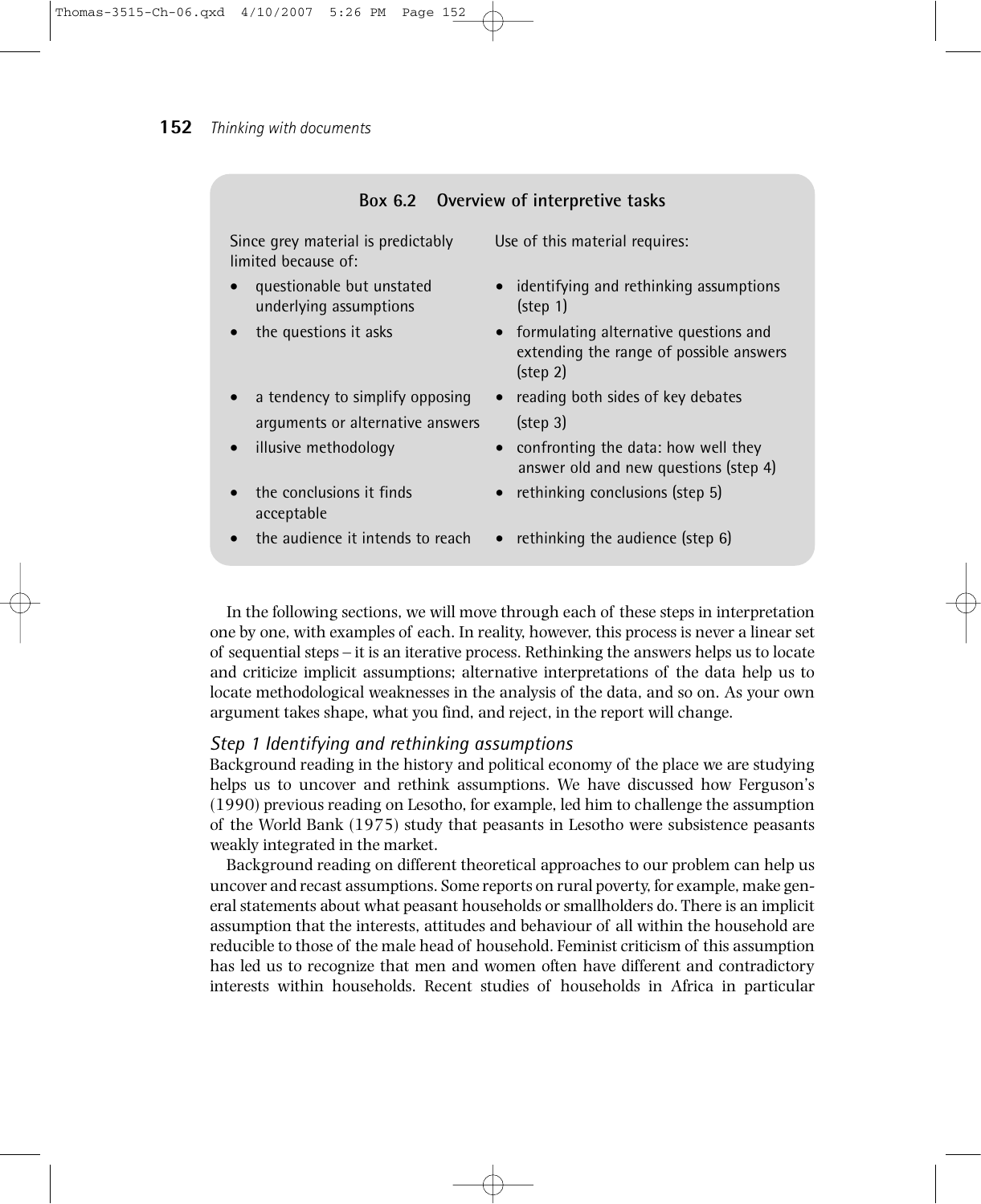**Box 6.2 Overview of interpretive tasks**

| Since grey material is predictably limited because of: | Use of this material requires: |
|---|---|
| • questionable but unstated underlying assumptions | • identifying and rethinking assumptions (step 1) |
| • the questions it asks | • formulating alternative questions and extending the range of possible answers (step 2) |
| • a tendency to simplify opposing arguments or alternative answers | • reading both sides of key debates (step 3) |
| • illusive methodology | • confronting the data: how well they answer old and new questions (step 4) |
| • the conclusions it finds acceptable | • rethinking conclusions (step 5) |
| • the audience it intends to reach | • rethinking the audience (step 6) |

In the following sections, we will move through each of these steps in interpretation one by one, with examples of each. In reality, however, this process is never a linear set of sequential steps – it is an iterative process. Rethinking the answers helps us to locate and criticize implicit assumptions; alternative interpretations of the data help us to locate methodological weaknesses in the analysis of the data, and so on. As your own argument takes shape, what you find, and reject, in the report will change.

### *Step 1 Identifying and rethinking assumptions*

Background reading in the history and political economy of the place we are studying helps us to uncover and rethink assumptions. We have discussed how Ferguson's (1990) previous reading on Lesotho, for example, led him to challenge the assumption of the World Bank (1975) study that peasants in Lesotho were subsistence peasants weakly integrated in the market.

Background reading on different theoretical approaches to our problem can help us uncover and recast assumptions. Some reports on rural poverty, for example, make general statements about what peasant households or smallholders do. There is an implicit assumption that the interests, attitudes and behaviour of all within the household are reducible to those of the male head of household. Feminist criticism of this assumption has led us to recognize that men and women often have different and contradictory interests within households. Recent studies of households in Africa in particular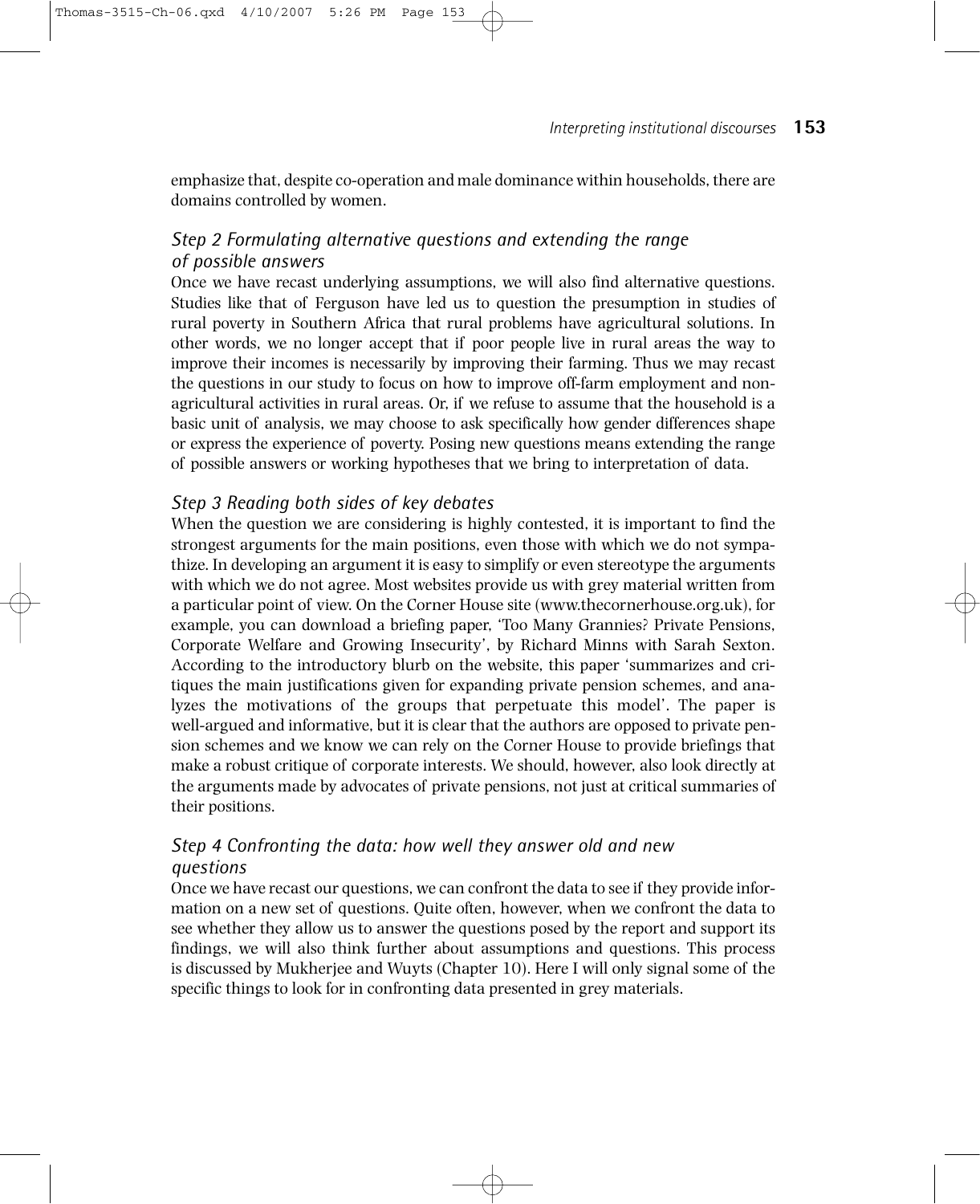emphasize that, despite co-operation and male dominance within households, there are domains controlled by women.

### *Step 2 Formulating alternative questions and extending the range of possible answers*

Once we have recast underlying assumptions, we will also find alternative questions. Studies like that of Ferguson have led us to question the presumption in studies of rural poverty in Southern Africa that rural problems have agricultural solutions. In other words, we no longer accept that if poor people live in rural areas the way to improve their incomes is necessarily by improving their farming. Thus we may recast the questions in our study to focus on how to improve off-farm employment and non-agricultural activities in rural areas. Or, if we refuse to assume that the household is a basic unit of analysis, we may choose to ask specifically how gender differences shape or express the experience of poverty. Posing new questions means extending the range of possible answers or working hypotheses that we bring to interpretation of data.

### *Step 3 Reading both sides of key debates*

When the question we are considering is highly contested, it is important to find the strongest arguments for the main positions, even those with which we do not sympathize. In developing an argument it is easy to simplify or even stereotype the arguments with which we do not agree. Most websites provide us with grey material written from a particular point of view. On the Corner House site (www.thecornerhouse.org.uk), for example, you can download a briefing paper, 'Too Many Grannies? Private Pensions, Corporate Welfare and Growing Insecurity', by Richard Minns with Sarah Sexton. According to the introductory blurb on the website, this paper 'summarizes and critiques the main justifications given for expanding private pension schemes, and analyzes the motivations of the groups that perpetuate this model'. The paper is well-argued and informative, but it is clear that the authors are opposed to private pension schemes and we know we can rely on the Corner House to provide briefings that make a robust critique of corporate interests. We should, however, also look directly at the arguments made by advocates of private pensions, not just at critical summaries of their positions.

### *Step 4 Confronting the data: how well they answer old and new questions*

Once we have recast our questions, we can confront the data to see if they provide information on a new set of questions. Quite often, however, when we confront the data to see whether they allow us to answer the questions posed by the report and support its findings, we will also think further about assumptions and questions. This process is discussed by Mukherjee and Wuyts (Chapter 10). Here I will only signal some of the specific things to look for in confronting data presented in grey materials.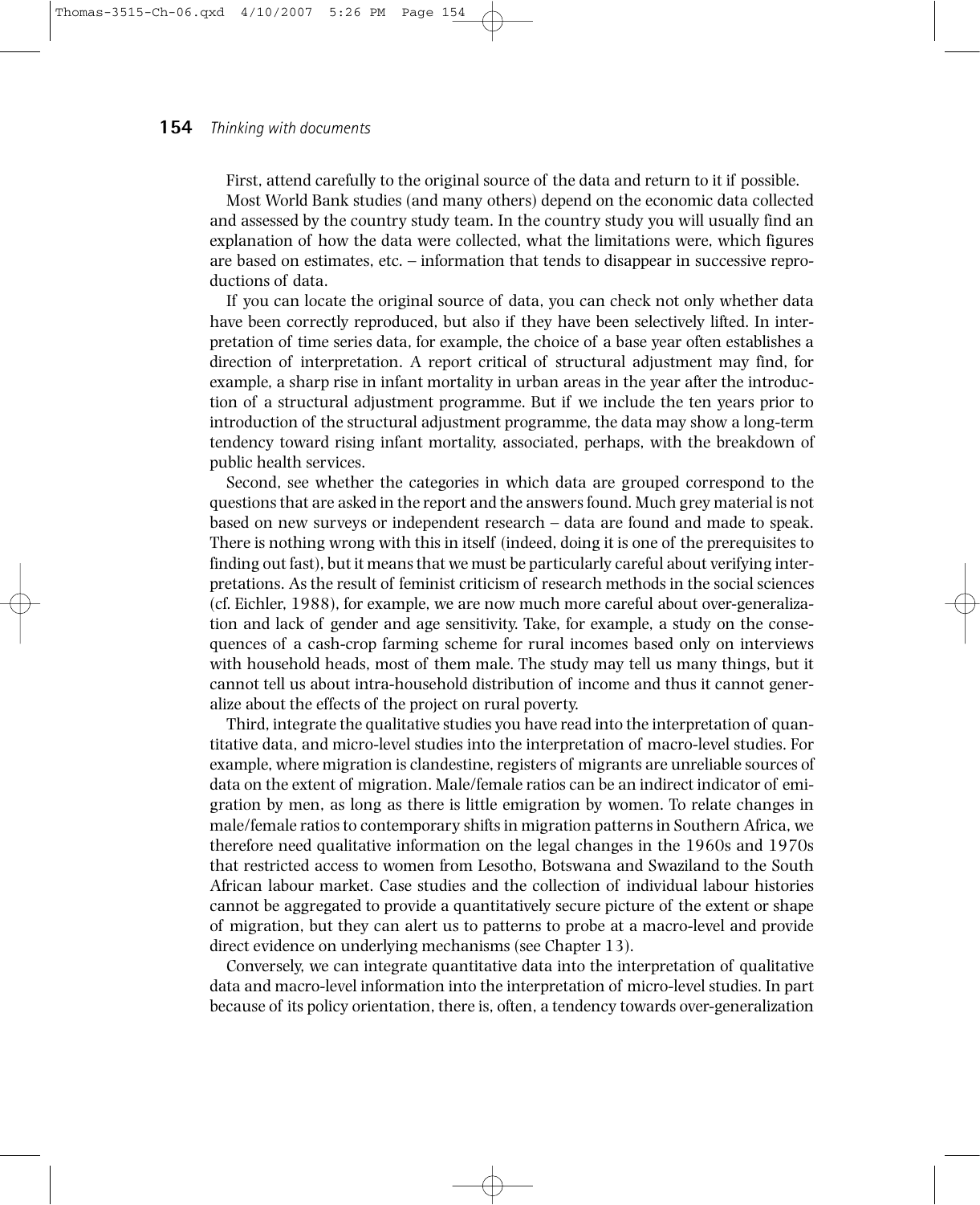First, attend carefully to the original source of the data and return to it if possible.

Most World Bank studies (and many others) depend on the economic data collected and assessed by the country study team. In the country study you will usually find an explanation of how the data were collected, what the limitations were, which figures are based on estimates, etc. – information that tends to disappear in successive reproductions of data.

If you can locate the original source of data, you can check not only whether data have been correctly reproduced, but also if they have been selectively lifted. In interpretation of time series data, for example, the choice of a base year often establishes a direction of interpretation. A report critical of structural adjustment may find, for example, a sharp rise in infant mortality in urban areas in the year after the introduction of a structural adjustment programme. But if we include the ten years prior to introduction of the structural adjustment programme, the data may show a long-term tendency toward rising infant mortality, associated, perhaps, with the breakdown of public health services.

Second, see whether the categories in which data are grouped correspond to the questions that are asked in the report and the answers found. Much grey material is not based on new surveys or independent research – data are found and made to speak. There is nothing wrong with this in itself (indeed, doing it is one of the prerequisites to finding out fast), but it means that we must be particularly careful about verifying interpretations. As the result of feminist criticism of research methods in the social sciences (cf. Eichler, 1988), for example, we are now much more careful about over-generalization and lack of gender and age sensitivity. Take, for example, a study on the consequences of a cash-crop farming scheme for rural incomes based only on interviews with household heads, most of them male. The study may tell us many things, but it cannot tell us about intra-household distribution of income and thus it cannot generalize about the effects of the project on rural poverty.

Third, integrate the qualitative studies you have read into the interpretation of quantitative data, and micro-level studies into the interpretation of macro-level studies. For example, where migration is clandestine, registers of migrants are unreliable sources of data on the extent of migration. Male/female ratios can be an indirect indicator of emigration by men, as long as there is little emigration by women. To relate changes in male/female ratios to contemporary shifts in migration patterns in Southern Africa, we therefore need qualitative information on the legal changes in the 1960s and 1970s that restricted access to women from Lesotho, Botswana and Swaziland to the South African labour market. Case studies and the collection of individual labour histories cannot be aggregated to provide a quantitatively secure picture of the extent or shape of migration, but they can alert us to patterns to probe at a macro-level and provide direct evidence on underlying mechanisms (see Chapter 13).

Conversely, we can integrate quantitative data into the interpretation of qualitative data and macro-level information into the interpretation of micro-level studies. In part because of its policy orientation, there is, often, a tendency towards over-generalization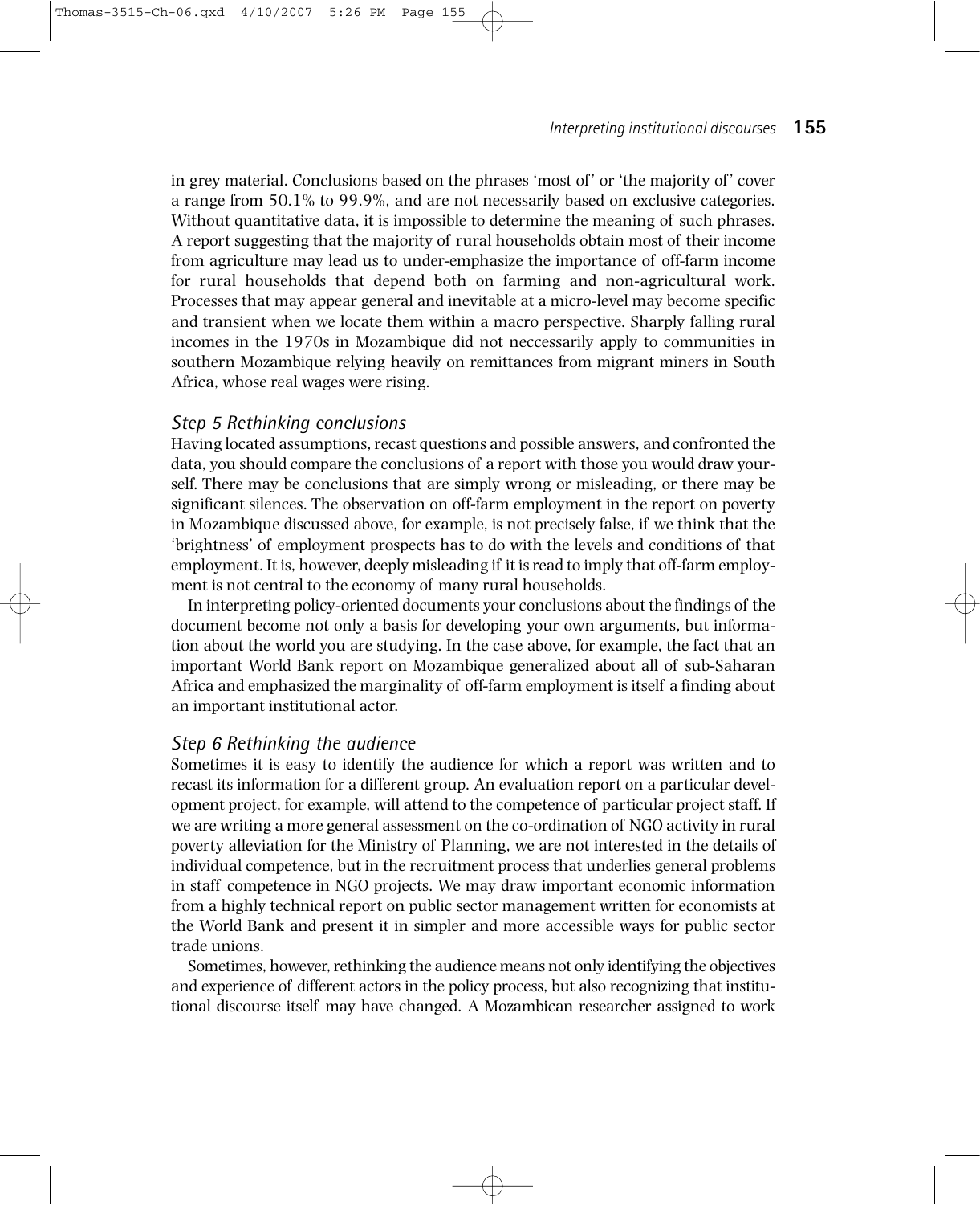in grey material. Conclusions based on the phrases 'most of' or 'the majority of' cover a range from 50.1% to 99.9%, and are not necessarily based on exclusive categories. Without quantitative data, it is impossible to determine the meaning of such phrases. A report suggesting that the majority of rural households obtain most of their income from agriculture may lead us to under-emphasize the importance of off-farm income for rural households that depend both on farming and non-agricultural work. Processes that may appear general and inevitable at a micro-level may become specific and transient when we locate them within a macro perspective. Sharply falling rural incomes in the 1970s in Mozambique did not neccessarily apply to communities in southern Mozambique relying heavily on remittances from migrant miners in South Africa, whose real wages were rising.

### *Step 5 Rethinking conclusions*

Having located assumptions, recast questions and possible answers, and confronted the data, you should compare the conclusions of a report with those you would draw yourself. There may be conclusions that are simply wrong or misleading, or there may be significant silences. The observation on off-farm employment in the report on poverty in Mozambique discussed above, for example, is not precisely false, if we think that the 'brightness' of employment prospects has to do with the levels and conditions of that employment. It is, however, deeply misleading if it is read to imply that off-farm employment is not central to the economy of many rural households.

In interpreting policy-oriented documents your conclusions about the findings of the document become not only a basis for developing your own arguments, but information about the world you are studying. In the case above, for example, the fact that an important World Bank report on Mozambique generalized about all of sub-Saharan Africa and emphasized the marginality of off-farm employment is itself a finding about an important institutional actor.

### *Step 6 Rethinking the audience*

Sometimes it is easy to identify the audience for which a report was written and to recast its information for a different group. An evaluation report on a particular development project, for example, will attend to the competence of particular project staff. If we are writing a more general assessment on the co-ordination of NGO activity in rural poverty alleviation for the Ministry of Planning, we are not interested in the details of individual competence, but in the recruitment process that underlies general problems in staff competence in NGO projects. We may draw important economic information from a highly technical report on public sector management written for economists at the World Bank and present it in simpler and more accessible ways for public sector trade unions.

Sometimes, however, rethinking the audience means not only identifying the objectives and experience of different actors in the policy process, but also recognizing that institutional discourse itself may have changed. A Mozambican researcher assigned to work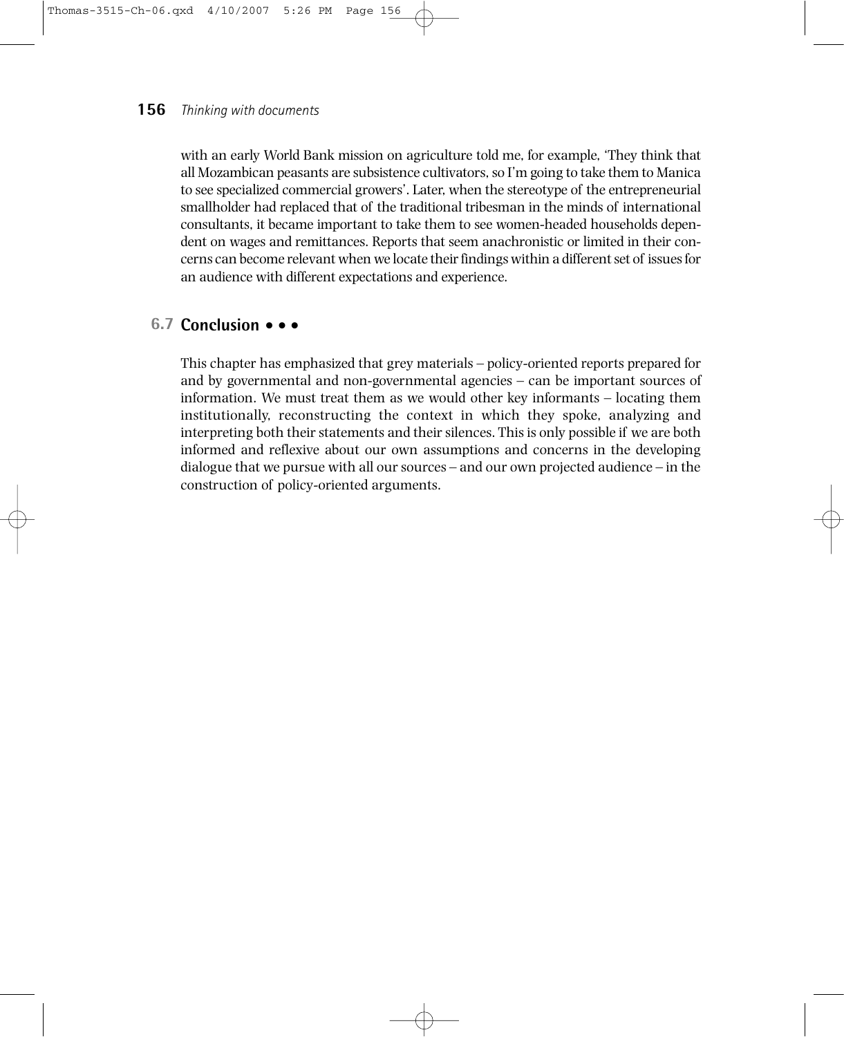with an early World Bank mission on agriculture told me, for example, 'They think that all Mozambican peasants are subsistence cultivators, so I'm going to take them to Manica to see specialized commercial growers'. Later, when the stereotype of the entrepreneurial smallholder had replaced that of the traditional tribesman in the minds of international consultants, it became important to take them to see women-headed households dependent on wages and remittances. Reports that seem anachronistic or limited in their concerns can become relevant when we locate their findings within a different set of issues for an audience with different expectations and experience.

## 6.7 Conclusion • • •

This chapter has emphasized that grey materials – policy-oriented reports prepared for and by governmental and non-governmental agencies – can be important sources of information. We must treat them as we would other key informants – locating them institutionally, reconstructing the context in which they spoke, analyzing and interpreting both their statements and their silences. This is only possible if we are both informed and reflexive about our own assumptions and concerns in the developing dialogue that we pursue with all our sources – and our own projected audience – in the construction of policy-oriented arguments.